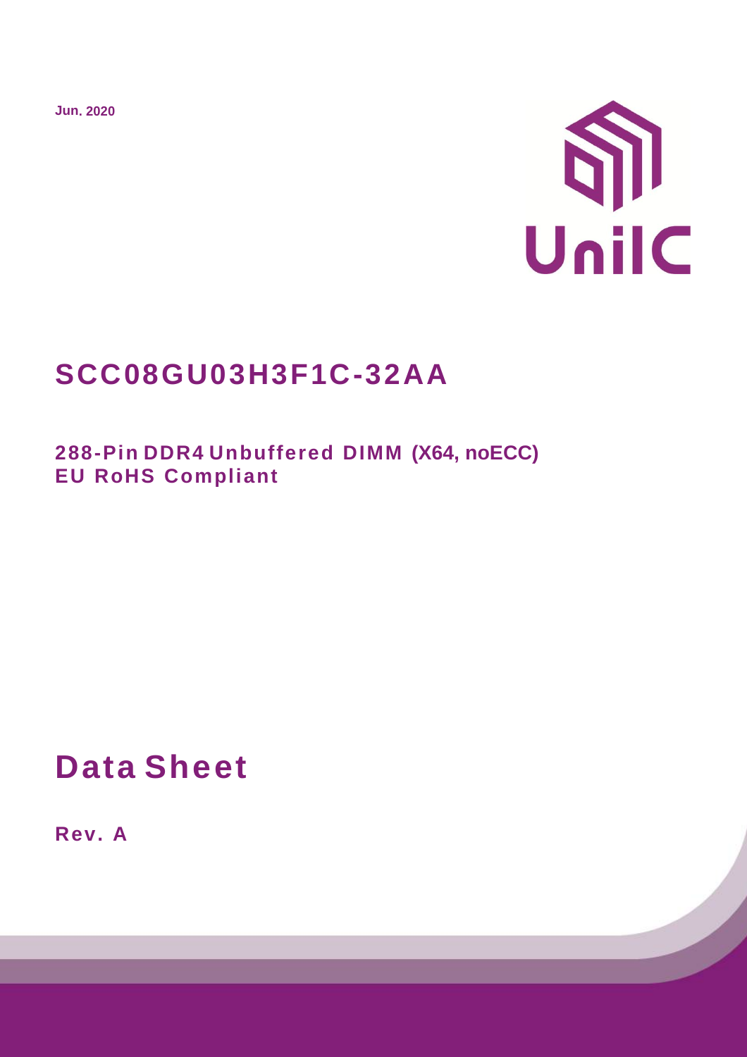Jun. 2020

UniIC

# SCC08GU03H3F1C-32AA

## 288-Pin DDR4 Unbuffered DIMM (X64, noECC)
## EU RoHS Compliant

# Data Sheet

**Rev. A**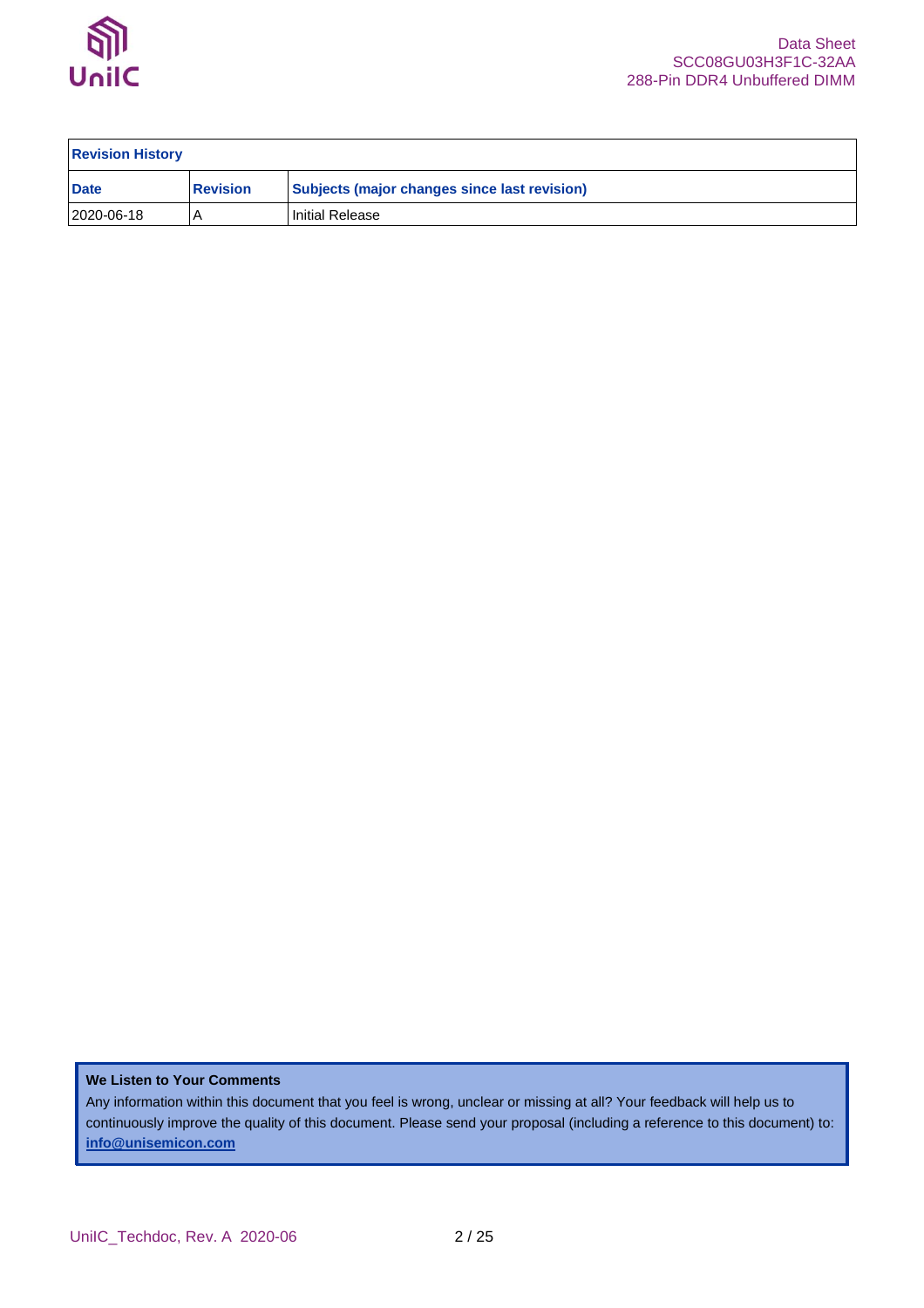| Revision History | | |
|---|---|---|
| **Date** | **Revision** | **Subjects (major changes since last revision)** |
| 2020-06-18 | A | Initial Release |

**We Listen to Your Comments**

Any information within this document that you feel is wrong, unclear or missing at all? Your feedback will help us to continuously improve the quality of this document. Please send your proposal (including a reference to this document) to: **info@unisemicon.com**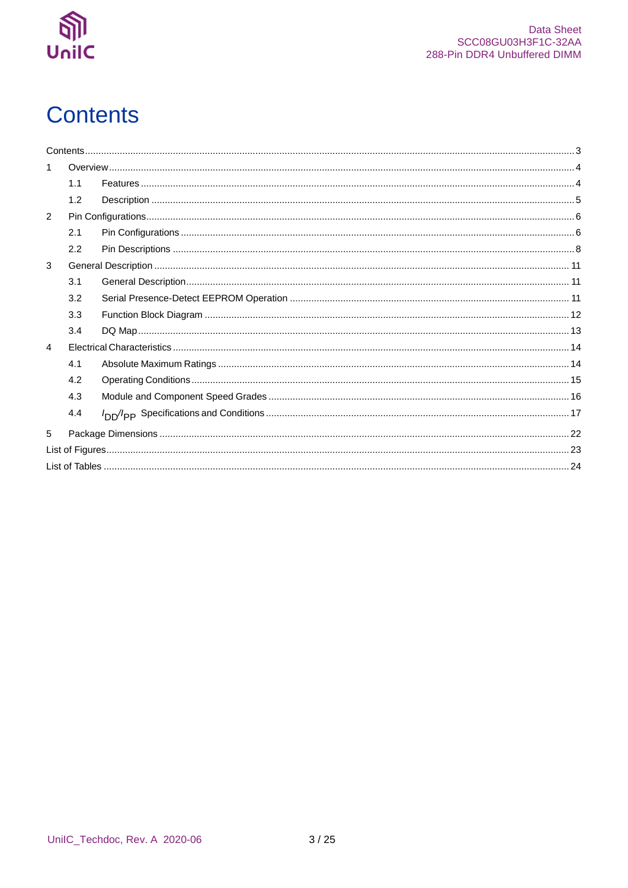# Contents

Contents ........ 3

1 Overview ........ 4

  1.1 Features ........ 4

  1.2 Description ........ 5

2 Pin Configurations ........ 6

  2.1 Pin Configurations ........ 6

  2.2 Pin Descriptions ........ 8

3 General Description ........ 11

  3.1 General Description ........ 11

  3.2 Serial Presence-Detect EEPROM Operation ........ 11

  3.3 Function Block Diagram ........ 12

  3.4 DQ Map ........ 13

4 Electrical Characteristics ........ 14

  4.1 Absolute Maximum Ratings ........ 14

  4.2 Operating Conditions ........ 15

  4.3 Module and Component Speed Grades ........ 16

  4.4 $I_{DD}/I_{PP}$ Specifications and Conditions ........ 17

5 Package Dimensions ........ 22

List of Figures ........ 23

List of Tables ........ 24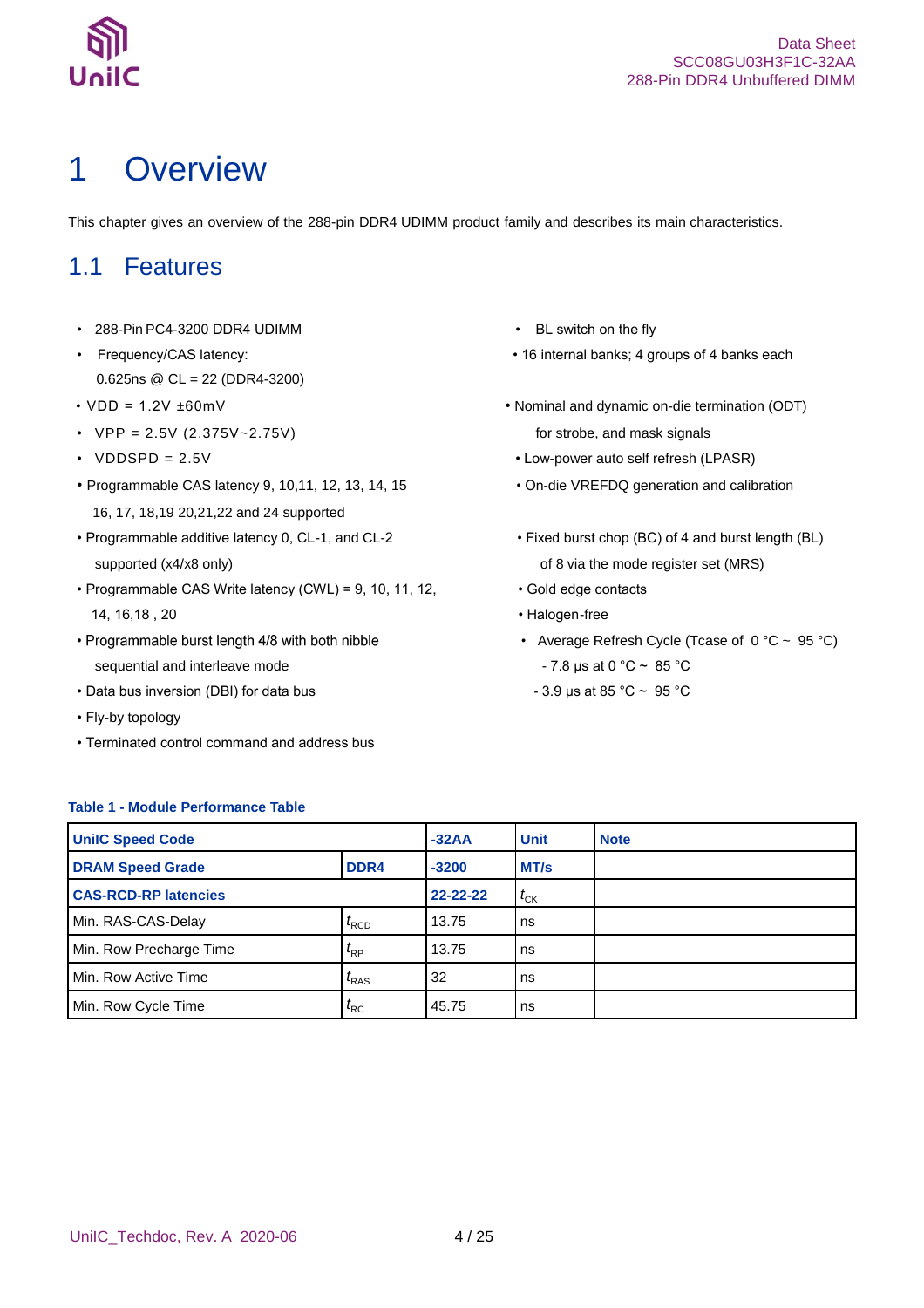# 1 Overview

This chapter gives an overview of the 288-pin DDR4 UDIMM product family and describes its main characteristics.

## 1.1 Features

- 288-Pin PC4-3200 DDR4 UDIMM
- Frequency/CAS latency:
  0.625ns @ CL = 22 (DDR4-3200)
- VDD = 1.2V ±60mV
- VPP = 2.5V (2.375V~2.75V)
- VDDSPD = 2.5V
- Programmable CAS latency 9, 10,11, 12, 13, 14, 15
  16, 17, 18,19 20,21,22 and 24 supported
- Programmable additive latency 0, CL-1, and CL-2
  supported (x4/x8 only)
- Programmable CAS Write latency (CWL) = 9, 10, 11, 12,
  14, 16,18 , 20
- Programmable burst length 4/8 with both nibble
  sequential and interleave mode
- Data bus inversion (DBI) for data bus
- Fly-by topology
- Terminated control command and address bus
- BL switch on the fly
- 16 internal banks; 4 groups of 4 banks each
- Nominal and dynamic on-die termination (ODT)
  for strobe, and mask signals
- Low-power auto self refresh (LPASR)
- On-die VREFDQ generation and calibration
- Fixed burst chop (BC) of 4 and burst length (BL)
  of 8 via the mode register set (MRS)
- Gold edge contacts
- Halogen-free
- Average Refresh Cycle (Tcase of 0 °C ~ 95 °C)
  - 7.8 µs at 0 °C ~ 85 °C
  - 3.9 µs at 85 °C ~ 95 °C

**Table 1 - Module Performance Table**

| UniIC Speed Code | | -32AA | Unit | Note |
|---|---|---|---|---|
| DRAM Speed Grade | DDR4 | -3200 | MT/s | |
| CAS-RCD-RP latencies | | 22-22-22 | $t_{CK}$ | |
| Min. RAS-CAS-Delay | $t_{RCD}$ | 13.75 | ns | |
| Min. Row Precharge Time | $t_{RP}$ | 13.75 | ns | |
| Min. Row Active Time | $t_{RAS}$ | 32 | ns | |
| Min. Row Cycle Time | $t_{RC}$ | 45.75 | ns | |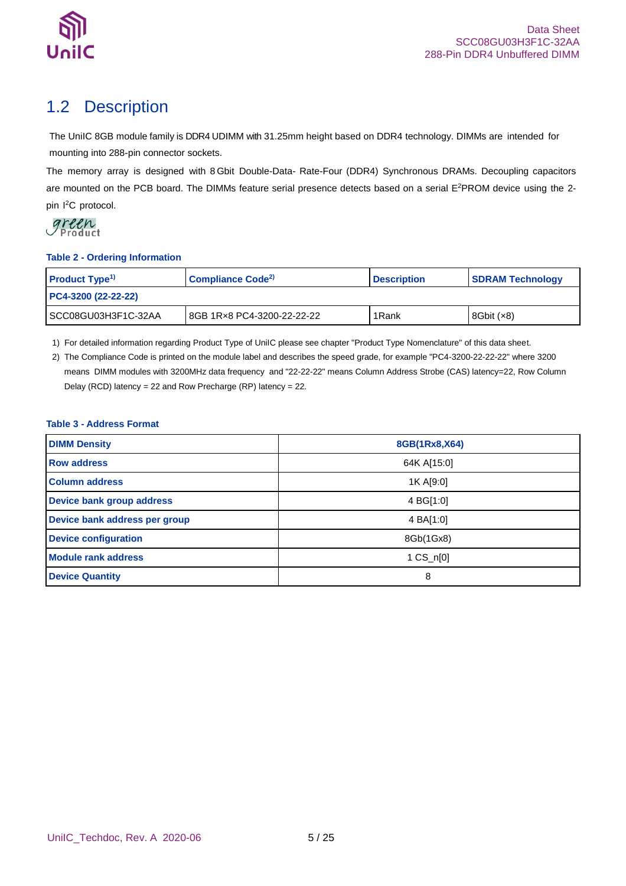## 1.2 Description

The UniIC 8GB module family is DDR4 UDIMM with 31.25mm height based on DDR4 technology. DIMMs are intended for mounting into 288-pin connector sockets.

The memory array is designed with 8 Gbit Double-Data- Rate-Four (DDR4) Synchronous DRAMs. Decoupling capacitors are mounted on the PCB board. The DIMMs feature serial presence detects based on a serial $E^2$PROM device using the 2-pin $I^2$C protocol.

green Product

**Table 2 - Ordering Information**

| Product Type[1] | Compliance Code[2] | Description | SDRAM Technology |
|---|---|---|---|
| **PC4-3200 (22-22-22)** | | | |
| SCC08GU03H3F1C-32AA | 8GB 1R×8 PC4-3200-22-22-22 | 1Rank | 8Gbit (×8) |

1) For detailed information regarding Product Type of UniIC please see chapter "Product Type Nomenclature" of this data sheet.
2) The Compliance Code is printed on the module label and describes the speed grade, for example "PC4-3200-22-22-22" where 3200 means DIMM modules with 3200MHz data frequency and "22-22-22" means Column Address Strobe (CAS) latency=22, Row Column Delay (RCD) latency = 22 and Row Precharge (RP) latency = 22.

**Table 3 - Address Format**

| DIMM Density | 8GB(1Rx8,X64) |
|---|---|
| Row address | 64K A[15:0] |
| Column address | 1K A[9:0] |
| Device bank group address | 4 BG[1:0] |
| Device bank address per group | 4 BA[1:0] |
| Device configuration | 8Gb(1Gx8) |
| Module rank address | 1 CS_n[0] |
| Device Quantity | 8 |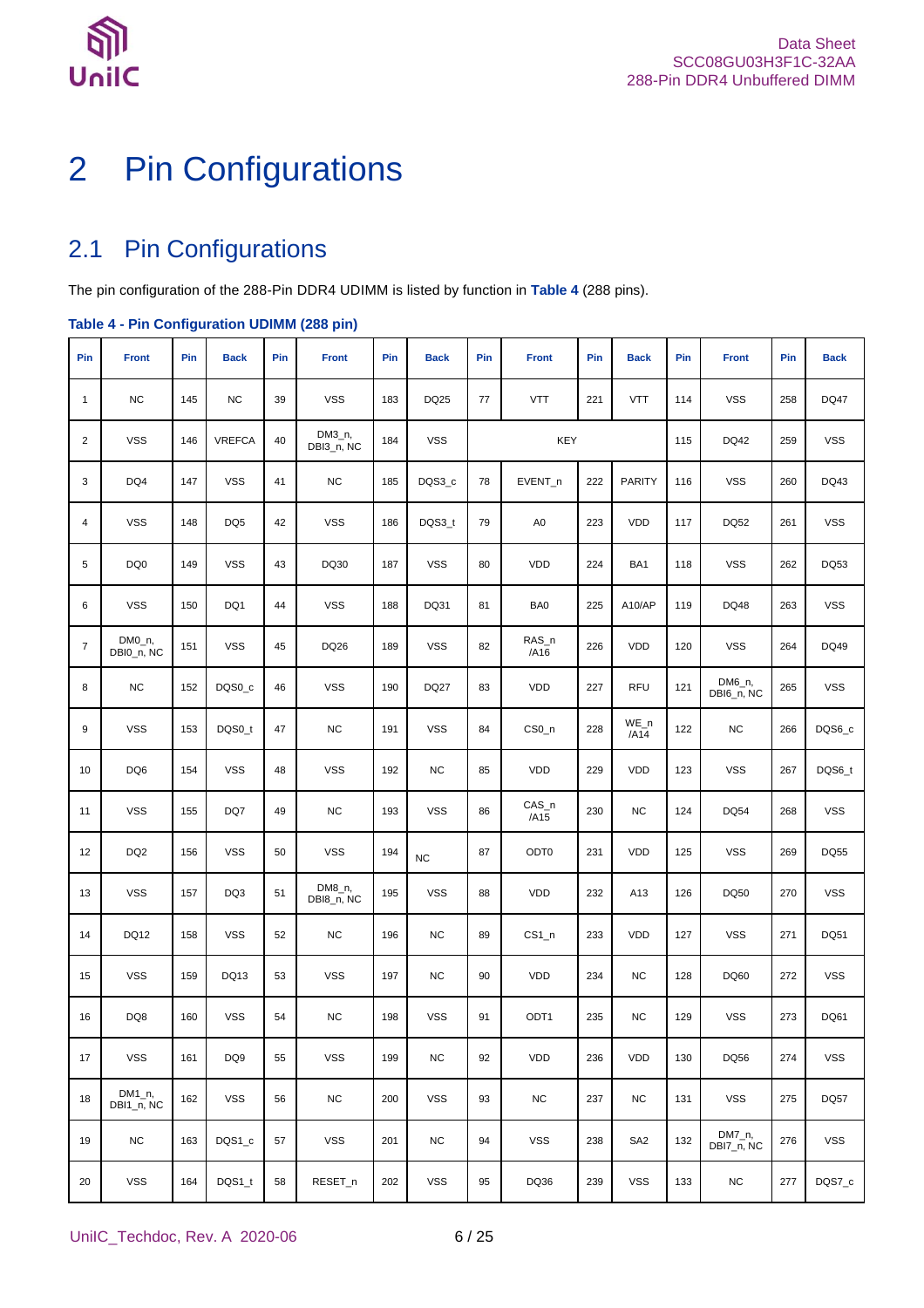// Page 6 of 25 (01e47f35daa8)
# 2 Pin Configurations

## 2.1 Pin Configurations

The pin configuration of the 288-Pin DDR4 UDIMM is listed by function in **Table 4** (288 pins).

**Table 4 - Pin Configuration UDIMM (288 pin)**

| Pin | Front | Pin | Back | Pin | Front | Pin | Back | Pin | Front | Pin | Back | Pin | Front | Pin | Back |
|---|---|---|---|---|---|---|---|---|---|---|---|---|---|---|---|
| 1 | NC | 145 | NC | 39 | VSS | 183 | DQ25 | 77 | VTT | 221 | VTT | 114 | VSS | 258 | DQ47 |
| 2 | VSS | 146 | VREFCA | 40 | DM3_n, DBI3_n, NC | 184 | VSS | KEY | | | | 115 | DQ42 | 259 | VSS |
| 3 | DQ4 | 147 | VSS | 41 | NC | 185 | DQS3_c | 78 | EVENT_n | 222 | PARITY | 116 | VSS | 260 | DQ43 |
| 4 | VSS | 148 | DQ5 | 42 | VSS | 186 | DQS3_t | 79 | A0 | 223 | VDD | 117 | DQ52 | 261 | VSS |
| 5 | DQ0 | 149 | VSS | 43 | DQ30 | 187 | VSS | 80 | VDD | 224 | BA1 | 118 | VSS | 262 | DQ53 |
| 6 | VSS | 150 | DQ1 | 44 | VSS | 188 | DQ31 | 81 | BA0 | 225 | A10/AP | 119 | DQ48 | 263 | VSS |
| 7 | DM0_n, DBI0_n, NC | 151 | VSS | 45 | DQ26 | 189 | VSS | 82 | RAS_n /A16 | 226 | VDD | 120 | VSS | 264 | DQ49 |
| 8 | NC | 152 | DQS0_c | 46 | VSS | 190 | DQ27 | 83 | VDD | 227 | RFU | 121 | DM6_n, DBI6_n, NC | 265 | VSS |
| 9 | VSS | 153 | DQS0_t | 47 | NC | 191 | VSS | 84 | CS0_n | 228 | WE_n /A14 | 122 | NC | 266 | DQS6_c |
| 10 | DQ6 | 154 | VSS | 48 | VSS | 192 | NC | 85 | VDD | 229 | VDD | 123 | VSS | 267 | DQS6_t |
| 11 | VSS | 155 | DQ7 | 49 | NC | 193 | VSS | 86 | CAS_n /A15 | 230 | NC | 124 | DQ54 | 268 | VSS |
| 12 | DQ2 | 156 | VSS | 50 | VSS | 194 | NC | 87 | ODT0 | 231 | VDD | 125 | VSS | 269 | DQ55 |
| 13 | VSS | 157 | DQ3 | 51 | DM8_n, DBI8_n, NC | 195 | VSS | 88 | VDD | 232 | A13 | 126 | DQ50 | 270 | VSS |
| 14 | DQ12 | 158 | VSS | 52 | NC | 196 | NC | 89 | CS1_n | 233 | VDD | 127 | VSS | 271 | DQ51 |
| 15 | VSS | 159 | DQ13 | 53 | VSS | 197 | NC | 90 | VDD | 234 | NC | 128 | DQ60 | 272 | VSS |
| 16 | DQ8 | 160 | VSS | 54 | NC | 198 | VSS | 91 | ODT1 | 235 | NC | 129 | VSS | 273 | DQ61 |
| 17 | VSS | 161 | DQ9 | 55 | VSS | 199 | NC | 92 | VDD | 236 | VDD | 130 | DQ56 | 274 | VSS |
| 18 | DM1_n, DBI1_n, NC | 162 | VSS | 56 | NC | 200 | VSS | 93 | NC | 237 | NC | 131 | VSS | 275 | DQ57 |
| 19 | NC | 163 | DQS1_c | 57 | VSS | 201 | NC | 94 | VSS | 238 | SA2 | 132 | DM7_n, DBI7_n, NC | 276 | VSS |
| 20 | VSS | 164 | DQS1_t | 58 | RESET_n | 202 | VSS | 95 | DQ36 | 239 | VSS | 133 | NC | 277 | DQS7_c |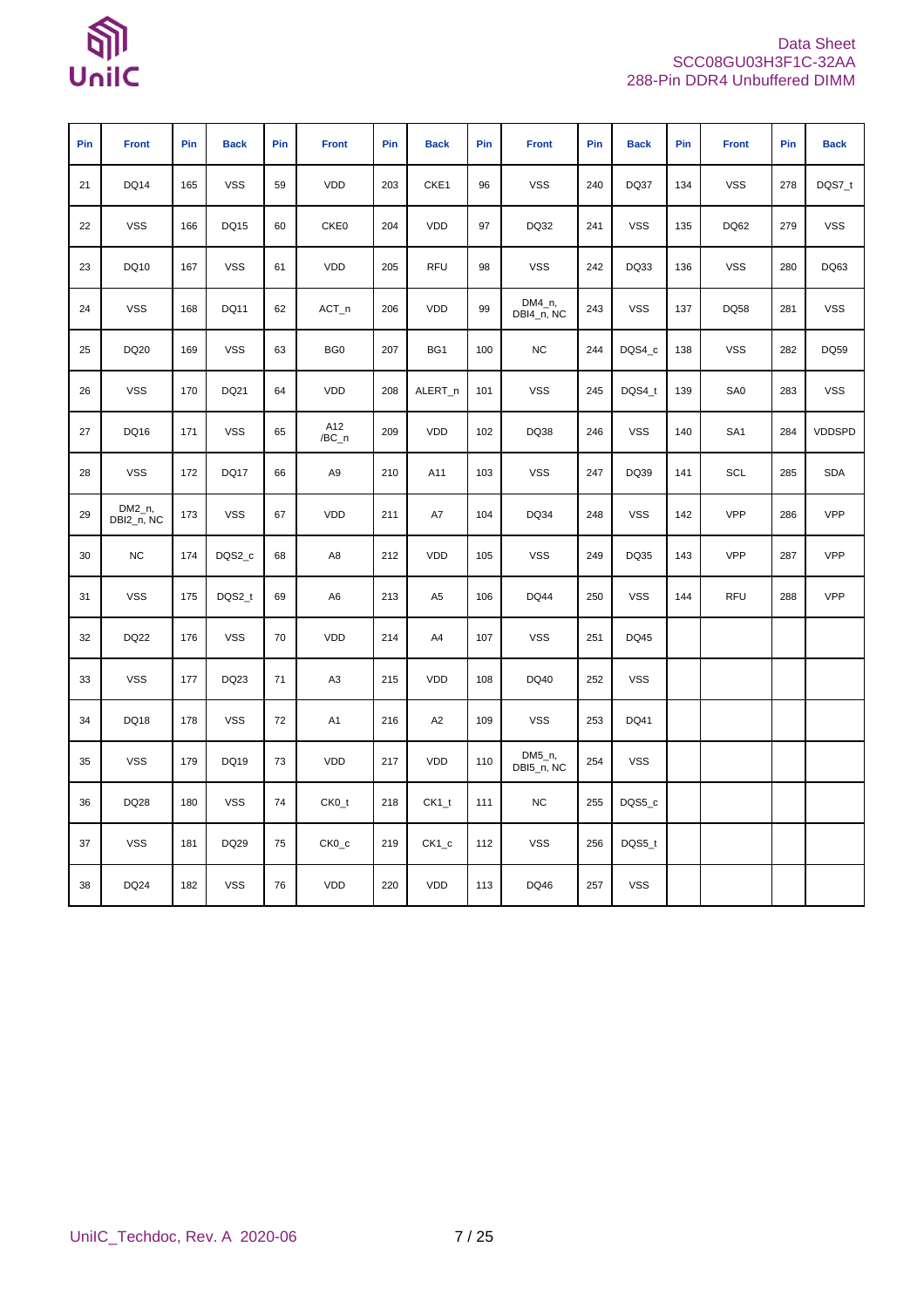| Pin | Front | Pin | Back | Pin | Front | Pin | Back | Pin | Front | Pin | Back | Pin | Front | Pin | Back |
|---|---|---|---|---|---|---|---|---|---|---|---|---|---|---|---|
| 21 | DQ14 | 165 | VSS | 59 | VDD | 203 | CKE1 | 96 | VSS | 240 | DQ37 | 134 | VSS | 278 | DQS7_t |
| 22 | VSS | 166 | DQ15 | 60 | CKE0 | 204 | VDD | 97 | DQ32 | 241 | VSS | 135 | DQ62 | 279 | VSS |
| 23 | DQ10 | 167 | VSS | 61 | VDD | 205 | RFU | 98 | VSS | 242 | DQ33 | 136 | VSS | 280 | DQ63 |
| 24 | VSS | 168 | DQ11 | 62 | ACT_n | 206 | VDD | 99 | DM4_n, DBI4_n, NC | 243 | VSS | 137 | DQ58 | 281 | VSS |
| 25 | DQ20 | 169 | VSS | 63 | BG0 | 207 | BG1 | 100 | NC | 244 | DQS4_c | 138 | VSS | 282 | DQ59 |
| 26 | VSS | 170 | DQ21 | 64 | VDD | 208 | ALERT_n | 101 | VSS | 245 | DQS4_t | 139 | SA0 | 283 | VSS |
| 27 | DQ16 | 171 | VSS | 65 | A12 /BC_n | 209 | VDD | 102 | DQ38 | 246 | VSS | 140 | SA1 | 284 | VDDSPD |
| 28 | VSS | 172 | DQ17 | 66 | A9 | 210 | A11 | 103 | VSS | 247 | DQ39 | 141 | SCL | 285 | SDA |
| 29 | DM2_n, DBI2_n, NC | 173 | VSS | 67 | VDD | 211 | A7 | 104 | DQ34 | 248 | VSS | 142 | VPP | 286 | VPP |
| 30 | NC | 174 | DQS2_c | 68 | A8 | 212 | VDD | 105 | VSS | 249 | DQ35 | 143 | VPP | 287 | VPP |
| 31 | VSS | 175 | DQS2_t | 69 | A6 | 213 | A5 | 106 | DQ44 | 250 | VSS | 144 | RFU | 288 | VPP |
| 32 | DQ22 | 176 | VSS | 70 | VDD | 214 | A4 | 107 | VSS | 251 | DQ45 | | | | |
| 33 | VSS | 177 | DQ23 | 71 | A3 | 215 | VDD | 108 | DQ40 | 252 | VSS | | | | |
| 34 | DQ18 | 178 | VSS | 72 | A1 | 216 | A2 | 109 | VSS | 253 | DQ41 | | | | |
| 35 | VSS | 179 | DQ19 | 73 | VDD | 217 | VDD | 110 | DM5_n, DBI5_n, NC | 254 | VSS | | | | |
| 36 | DQ28 | 180 | VSS | 74 | CK0_t | 218 | CK1_t | 111 | NC | 255 | DQS5_c | | | | |
| 37 | VSS | 181 | DQ29 | 75 | CK0_c | 219 | CK1_c | 112 | VSS | 256 | DQS5_t | | | | |
| 38 | DQ24 | 182 | VSS | 76 | VDD | 220 | VDD | 113 | DQ46 | 257 | VSS | | | | |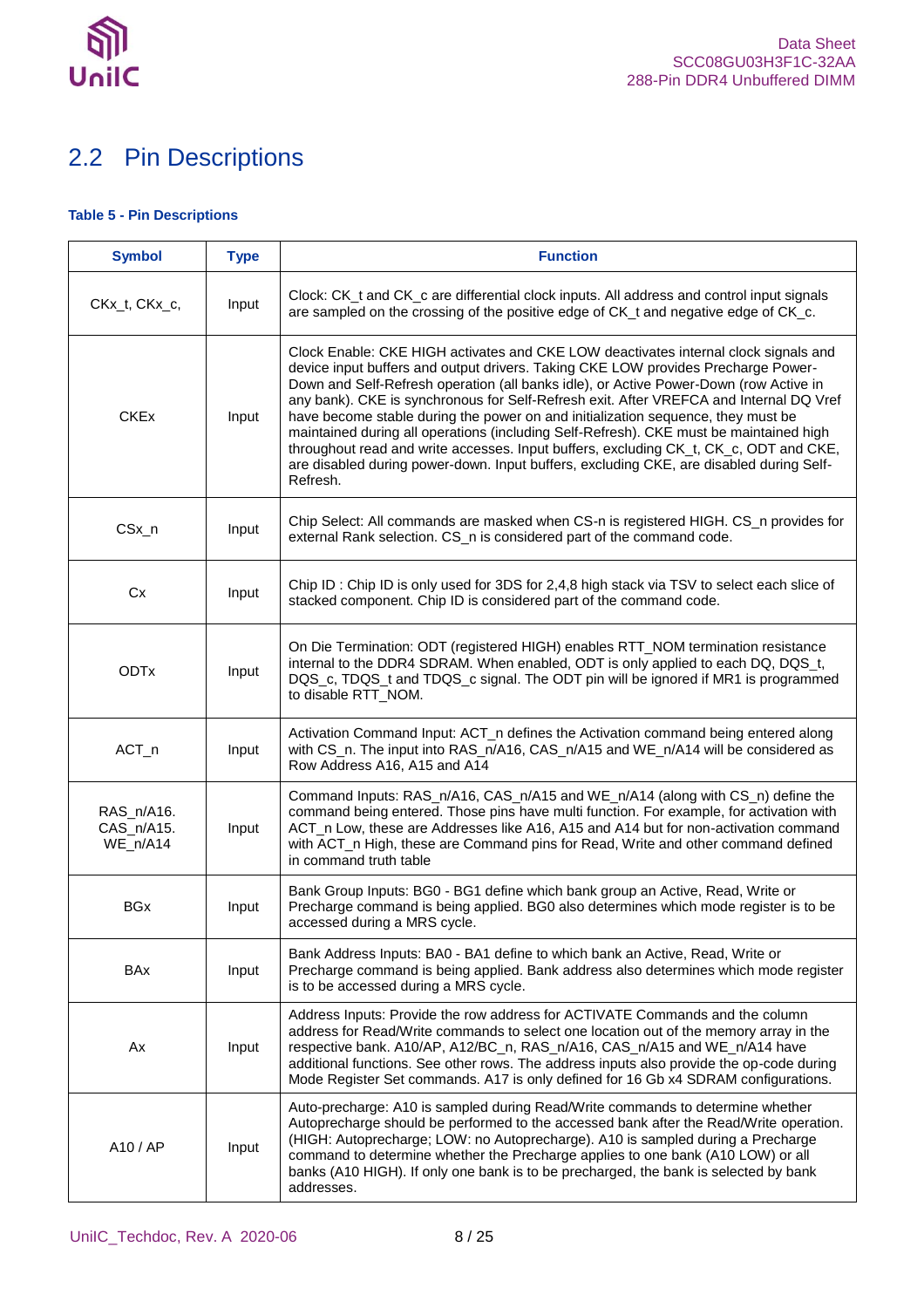## 2.2 Pin Descriptions

**Table 5 - Pin Descriptions**

| Symbol | Type | Function |
|---|---|---|
| CKx_t, CKx_c, | Input | Clock: CK_t and CK_c are differential clock inputs. All address and control input signals are sampled on the crossing of the positive edge of CK_t and negative edge of CK_c. |
| CKEx | Input | Clock Enable: CKE HIGH activates and CKE LOW deactivates internal clock signals and device input buffers and output drivers. Taking CKE LOW provides Precharge Power-Down and Self-Refresh operation (all banks idle), or Active Power-Down (row Active in any bank). CKE is synchronous for Self-Refresh exit. After VREFCA and Internal DQ Vref have become stable during the power on and initialization sequence, they must be maintained during all operations (including Self-Refresh). CKE must be maintained high throughout read and write accesses. Input buffers, excluding CK_t, CK_c, ODT and CKE, are disabled during power-down. Input buffers, excluding CKE, are disabled during Self-Refresh. |
| CSx_n | Input | Chip Select: All commands are masked when CS-n is registered HIGH. CS_n provides for external Rank selection. CS_n is considered part of the command code. |
| Cx | Input | Chip ID : Chip ID is only used for 3DS for 2,4,8 high stack via TSV to select each slice of stacked component. Chip ID is considered part of the command code. |
| ODTx | Input | On Die Termination: ODT (registered HIGH) enables RTT_NOM termination resistance internal to the DDR4 SDRAM. When enabled, ODT is only applied to each DQ, DQS_t, DQS_c, TDQS_t and TDQS_c signal. The ODT pin will be ignored if MR1 is programmed to disable RTT_NOM. |
| ACT_n | Input | Activation Command Input: ACT_n defines the Activation command being entered along with CS_n. The input into RAS_n/A16, CAS_n/A15 and WE_n/A14 will be considered as Row Address A16, A15 and A14 |
| RAS_n/A16. CAS_n/A15. WE_n/A14 | Input | Command Inputs: RAS_n/A16, CAS_n/A15 and WE_n/A14 (along with CS_n) define the command being entered. Those pins have multi function. For example, for activation with ACT_n Low, these are Addresses like A16, A15 and A14 but for non-activation command with ACT_n High, these are Command pins for Read, Write and other command defined in command truth table |
| BGx | Input | Bank Group Inputs: BG0 - BG1 define which bank group an Active, Read, Write or Precharge command is being applied. BG0 also determines which mode register is to be accessed during a MRS cycle. |
| BAx | Input | Bank Address Inputs: BA0 - BA1 define to which bank an Active, Read, Write or Precharge command is being applied. Bank address also determines which mode register is to be accessed during a MRS cycle. |
| Ax | Input | Address Inputs: Provide the row address for ACTIVATE Commands and the column address for Read/Write commands to select one location out of the memory array in the respective bank. A10/AP, A12/BC_n, RAS_n/A16, CAS_n/A15 and WE_n/A14 have additional functions. See other rows. The address inputs also provide the op-code during Mode Register Set commands. A17 is only defined for 16 Gb x4 SDRAM configurations. |
| A10 / AP | Input | Auto-precharge: A10 is sampled during Read/Write commands to determine whether Autoprecharge should be performed to the accessed bank after the Read/Write operation. (HIGH: Autoprecharge; LOW: no Autoprecharge). A10 is sampled during a Precharge command to determine whether the Precharge applies to one bank (A10 LOW) or all banks (A10 HIGH). If only one bank is to be precharged, the bank is selected by bank addresses. |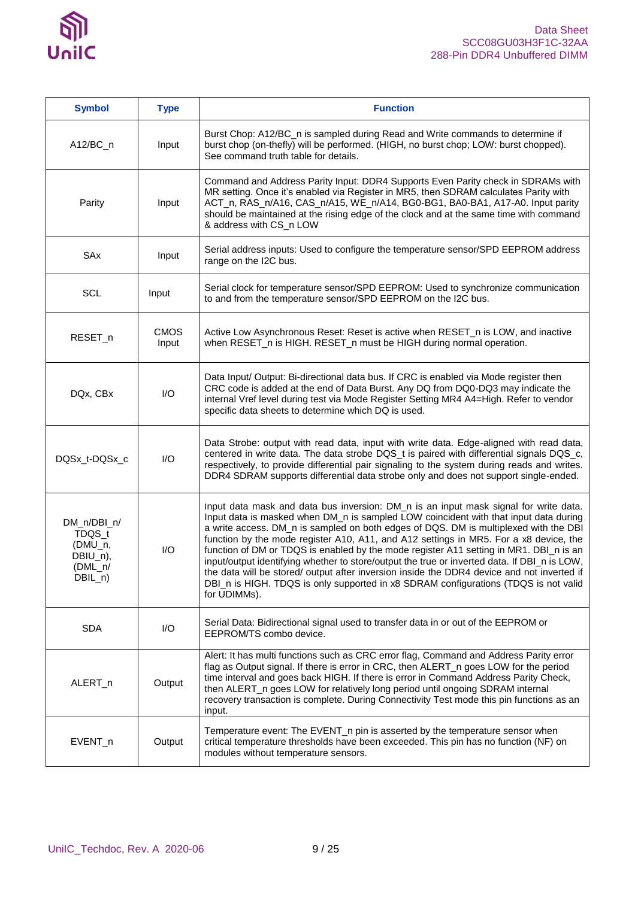| Symbol | Type | Function |
|---|---|---|
| A12/BC_n | Input | Burst Chop: A12/BC_n is sampled during Read and Write commands to determine if burst chop (on-thefly) will be performed. (HIGH, no burst chop; LOW: burst chopped). See command truth table for details. |
| Parity | Input | Command and Address Parity Input: DDR4 Supports Even Parity check in SDRAMs with MR setting. Once it's enabled via Register in MR5, then SDRAM calculates Parity with ACT_n, RAS_n/A16, CAS_n/A15, WE_n/A14, BG0-BG1, BA0-BA1, A17-A0. Input parity should be maintained at the rising edge of the clock and at the same time with command & address with CS_n LOW |
| SAx | Input | Serial address inputs: Used to configure the temperature sensor/SPD EEPROM address range on the I2C bus. |
| SCL | Input | Serial clock for temperature sensor/SPD EEPROM: Used to synchronize communication to and from the temperature sensor/SPD EEPROM on the I2C bus. |
| RESET_n | CMOS Input | Active Low Asynchronous Reset: Reset is active when RESET_n is LOW, and inactive when RESET_n is HIGH. RESET_n must be HIGH during normal operation. |
| DQx, CBx | I/O | Data Input/ Output: Bi-directional data bus. If CRC is enabled via Mode register then CRC code is added at the end of Data Burst. Any DQ from DQ0-DQ3 may indicate the internal Vref level during test via Mode Register Setting MR4 A4=High. Refer to vendor specific data sheets to determine which DQ is used. |
| DQSx_t-DQSx_c | I/O | Data Strobe: output with read data, input with write data. Edge-aligned with read data, centered in write data. The data strobe DQS_t is paired with differential signals DQS_c, respectively, to provide differential pair signaling to the system during reads and writes. DDR4 SDRAM supports differential data strobe only and does not support single-ended. |
| DM_n/DBI_n/ TDQS_t (DMU_n, DBIU_n), (DML_n/ DBIL_n) | I/O | Input data mask and data bus inversion: DM_n is an input mask signal for write data. Input data is masked when DM_n is sampled LOW coincident with that input data during a write access. DM_n is sampled on both edges of DQS. DM is multiplexed with the DBI function by the mode register A10, A11, and A12 settings in MR5. For a x8 device, the function of DM or TDQS is enabled by the mode register A11 setting in MR1. DBI_n is an input/output identifying whether to store/output the true or inverted data. If DBI_n is LOW, the data will be stored/ output after inversion inside the DDR4 device and not inverted if DBI_n is HIGH. TDQS is only supported in x8 SDRAM configurations (TDQS is not valid for UDIMMs). |
| SDA | I/O | Serial Data: Bidirectional signal used to transfer data in or out of the EEPROM or EEPROM/TS combo device. |
| ALERT_n | Output | Alert: It has multi functions such as CRC error flag, Command and Address Parity error flag as Output signal. If there is error in CRC, then ALERT_n goes LOW for the period time interval and goes back HIGH. If there is error in Command Address Parity Check, then ALERT_n goes LOW for relatively long period until ongoing SDRAM internal recovery transaction is complete. During Connectivity Test mode this pin functions as an input. |
| EVENT_n | Output | Temperature event: The EVENT_n pin is asserted by the temperature sensor when critical temperature thresholds have been exceeded. This pin has no function (NF) on modules without temperature sensors. |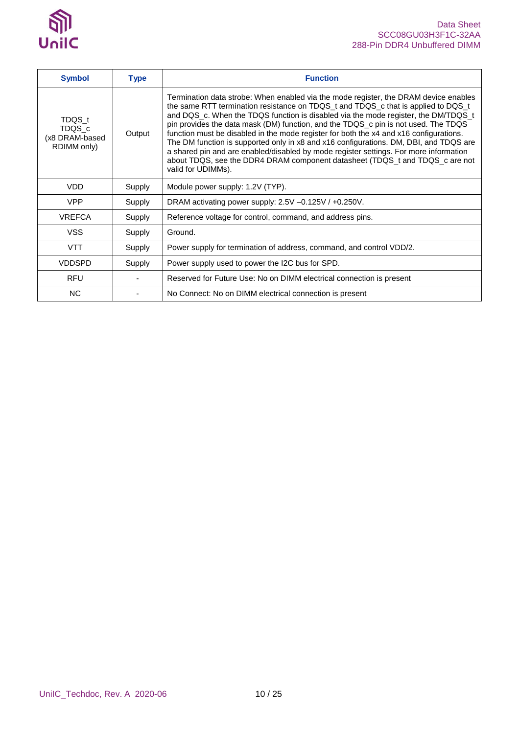| Symbol | Type | Function |
| --- | --- | --- |
| TDQS_t<br>TDQS_c<br>(x8 DRAM-based RDIMM only) | Output | Termination data strobe: When enabled via the mode register, the DRAM device enables the same RTT termination resistance on TDQS_t and TDQS_c that is applied to DQS_t and DQS_c. When the TDQS function is disabled via the mode register, the DM/TDQS_t pin provides the data mask (DM) function, and the TDQS_c pin is not used. The TDQS function must be disabled in the mode register for both the x4 and x16 configurations. The DM function is supported only in x8 and x16 configurations. DM, DBI, and TDQS are a shared pin and are enabled/disabled by mode register settings. For more information about TDQS, see the DDR4 DRAM component datasheet (TDQS_t and TDQS_c are not valid for UDIMMs). |
| VDD | Supply | Module power supply: 1.2V (TYP). |
| VPP | Supply | DRAM activating power supply: 2.5V –0.125V / +0.250V. |
| VREFCA | Supply | Reference voltage for control, command, and address pins. |
| VSS | Supply | Ground. |
| VTT | Supply | Power supply for termination of address, command, and control VDD/2. |
| VDDSPD | Supply | Power supply used to power the I2C bus for SPD. |
| RFU | - | Reserved for Future Use: No on DIMM electrical connection is present |
| NC | - | No Connect: No on DIMM electrical connection is present |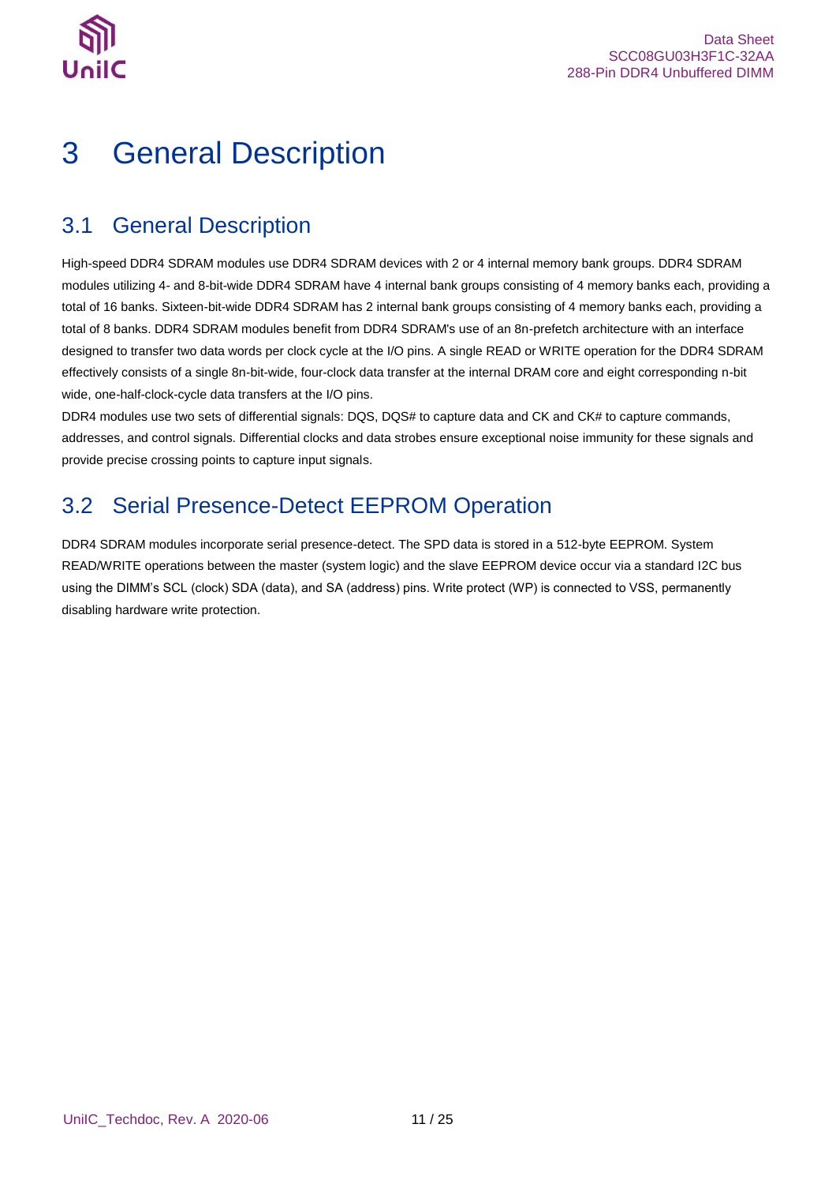# 3 General Description

## 3.1 General Description

High-speed DDR4 SDRAM modules use DDR4 SDRAM devices with 2 or 4 internal memory bank groups. DDR4 SDRAM modules utilizing 4- and 8-bit-wide DDR4 SDRAM have 4 internal bank groups consisting of 4 memory banks each, providing a total of 16 banks. Sixteen-bit-wide DDR4 SDRAM has 2 internal bank groups consisting of 4 memory banks each, providing a total of 8 banks. DDR4 SDRAM modules benefit from DDR4 SDRAM's use of an 8n-prefetch architecture with an interface designed to transfer two data words per clock cycle at the I/O pins. A single READ or WRITE operation for the DDR4 SDRAM effectively consists of a single 8n-bit-wide, four-clock data transfer at the internal DRAM core and eight corresponding n-bit wide, one-half-clock-cycle data transfers at the I/O pins.

DDR4 modules use two sets of differential signals: DQS, DQS# to capture data and CK and CK# to capture commands, addresses, and control signals. Differential clocks and data strobes ensure exceptional noise immunity for these signals and provide precise crossing points to capture input signals.

## 3.2 Serial Presence-Detect EEPROM Operation

DDR4 SDRAM modules incorporate serial presence-detect. The SPD data is stored in a 512-byte EEPROM. System READ/WRITE operations between the master (system logic) and the slave EEPROM device occur via a standard I2C bus using the DIMM's SCL (clock) SDA (data), and SA (address) pins. Write protect (WP) is connected to VSS, permanently disabling hardware write protection.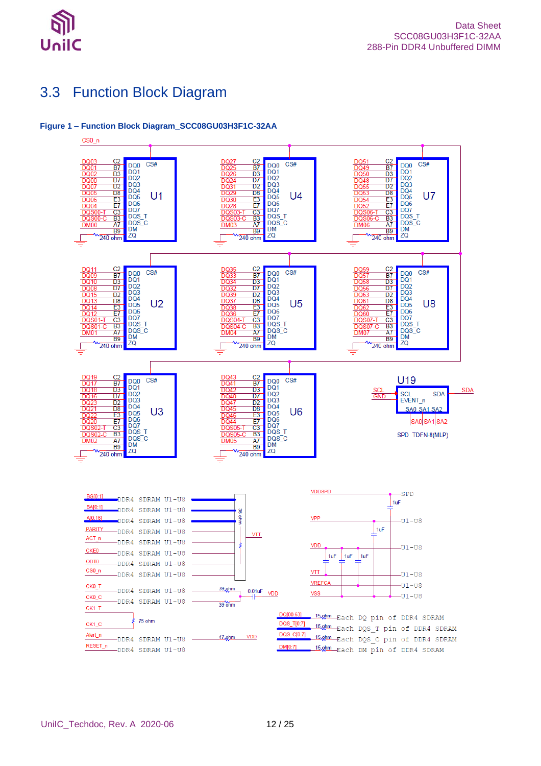## 3.3 Function Block Diagram

**Figure 1 – Function Block Diagram_SCC08GU03H3F1C-32AA**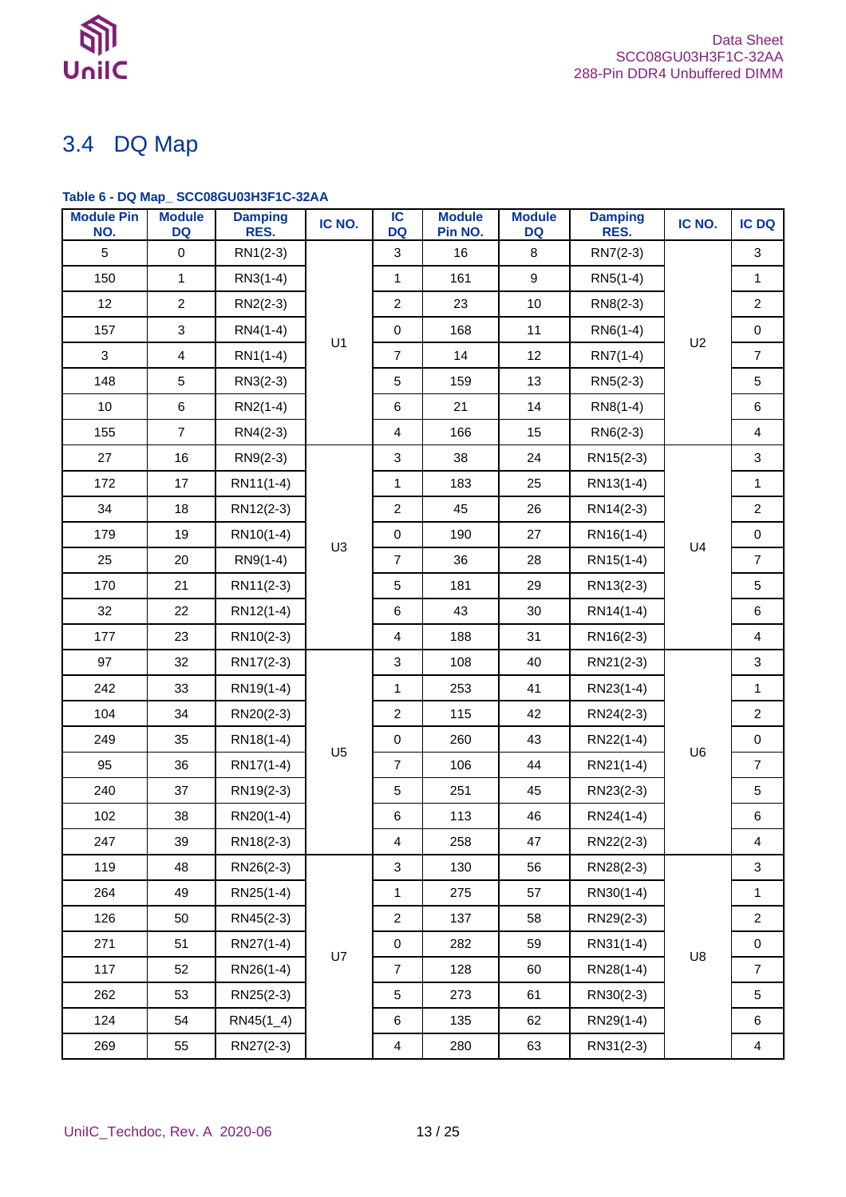## 3.4 DQ Map

**Table 6 - DQ Map_ SCC08GU03H3F1C-32AA**

| Module Pin NO. | Module DQ | Damping RES. | IC NO. | IC DQ | Module Pin NO. | Module DQ | Damping RES. | IC NO. | IC DQ |
|---|---|---|---|---|---|---|---|---|---|
| 5 | 0 | RN1(2-3) | U1 | 3 | 16 | 8 | RN7(2-3) | U2 | 3 |
| 150 | 1 | RN3(1-4) | | 1 | 161 | 9 | RN5(1-4) | | 1 |
| 12 | 2 | RN2(2-3) | | 2 | 23 | 10 | RN8(2-3) | | 2 |
| 157 | 3 | RN4(1-4) | | 0 | 168 | 11 | RN6(1-4) | | 0 |
| 3 | 4 | RN1(1-4) | | 7 | 14 | 12 | RN7(1-4) | | 7 |
| 148 | 5 | RN3(2-3) | | 5 | 159 | 13 | RN5(2-3) | | 5 |
| 10 | 6 | RN2(1-4) | | 6 | 21 | 14 | RN8(1-4) | | 6 |
| 155 | 7 | RN4(2-3) | | 4 | 166 | 15 | RN6(2-3) | | 4 |
| 27 | 16 | RN9(2-3) | U3 | 3 | 38 | 24 | RN15(2-3) | U4 | 3 |
| 172 | 17 | RN11(1-4) | | 1 | 183 | 25 | RN13(1-4) | | 1 |
| 34 | 18 | RN12(2-3) | | 2 | 45 | 26 | RN14(2-3) | | 2 |
| 179 | 19 | RN10(1-4) | | 0 | 190 | 27 | RN16(1-4) | | 0 |
| 25 | 20 | RN9(1-4) | | 7 | 36 | 28 | RN15(1-4) | | 7 |
| 170 | 21 | RN11(2-3) | | 5 | 181 | 29 | RN13(2-3) | | 5 |
| 32 | 22 | RN12(1-4) | | 6 | 43 | 30 | RN14(1-4) | | 6 |
| 177 | 23 | RN10(2-3) | | 4 | 188 | 31 | RN16(2-3) | | 4 |
| 97 | 32 | RN17(2-3) | U5 | 3 | 108 | 40 | RN21(2-3) | U6 | 3 |
| 242 | 33 | RN19(1-4) | | 1 | 253 | 41 | RN23(1-4) | | 1 |
| 104 | 34 | RN20(2-3) | | 2 | 115 | 42 | RN24(2-3) | | 2 |
| 249 | 35 | RN18(1-4) | | 0 | 260 | 43 | RN22(1-4) | | 0 |
| 95 | 36 | RN17(1-4) | | 7 | 106 | 44 | RN21(1-4) | | 7 |
| 240 | 37 | RN19(2-3) | | 5 | 251 | 45 | RN23(2-3) | | 5 |
| 102 | 38 | RN20(1-4) | | 6 | 113 | 46 | RN24(1-4) | | 6 |
| 247 | 39 | RN18(2-3) | | 4 | 258 | 47 | RN22(2-3) | | 4 |
| 119 | 48 | RN26(2-3) | U7 | 3 | 130 | 56 | RN28(2-3) | U8 | 3 |
| 264 | 49 | RN25(1-4) | | 1 | 275 | 57 | RN30(1-4) | | 1 |
| 126 | 50 | RN45(2-3) | | 2 | 137 | 58 | RN29(2-3) | | 2 |
| 271 | 51 | RN27(1-4) | | 0 | 282 | 59 | RN31(1-4) | | 0 |
| 117 | 52 | RN26(1-4) | | 7 | 128 | 60 | RN28(1-4) | | 7 |
| 262 | 53 | RN25(2-3) | | 5 | 273 | 61 | RN30(2-3) | | 5 |
| 124 | 54 | RN45(1_4) | | 6 | 135 | 62 | RN29(1-4) | | 6 |
| 269 | 55 | RN27(2-3) | | 4 | 280 | 63 | RN31(2-3) | | 4 |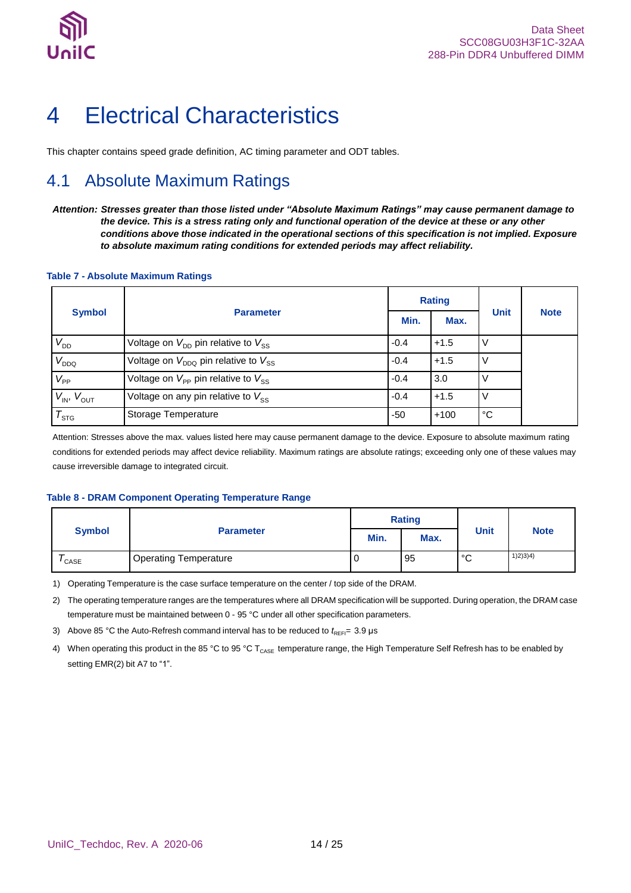# 4 Electrical Characteristics

This chapter contains speed grade definition, AC timing parameter and ODT tables.

## 4.1 Absolute Maximum Ratings

***Attention: Stresses greater than those listed under "Absolute Maximum Ratings" may cause permanent damage to the device. This is a stress rating only and functional operation of the device at these or any other conditions above those indicated in the operational sections of this specification is not implied. Exposure to absolute maximum rating conditions for extended periods may affect reliability.***

**Table 7 - Absolute Maximum Ratings**

| Symbol | Parameter | Rating | | Unit | Note |
|---|---|---|---|---|---|
| | | Min. | Max. | | |
| $V_{DD}$ | Voltage on $V_{DD}$ pin relative to $V_{SS}$ | -0.4 | +1.5 | V | |
| $V_{DDQ}$ | Voltage on $V_{DDQ}$ pin relative to $V_{SS}$ | -0.4 | +1.5 | V | |
| $V_{PP}$ | Voltage on $V_{PP}$ pin relative to $V_{SS}$ | -0.4 | 3.0 | V | |
| $V_{IN}$, $V_{OUT}$ | Voltage on any pin relative to $V_{SS}$ | -0.4 | +1.5 | V | |
| $T_{STG}$ | Storage Temperature | -50 | +100 | °C | |

Attention: Stresses above the max. values listed here may cause permanent damage to the device. Exposure to absolute maximum rating conditions for extended periods may affect device reliability. Maximum ratings are absolute ratings; exceeding only one of these values may cause irreversible damage to integrated circuit.

**Table 8 - DRAM Component Operating Temperature Range**

| Symbol | Parameter | Rating | | Unit | Note |
|---|---|---|---|---|---|
| | | Min. | Max. | | |
| $T_{CASE}$ | Operating Temperature | 0 | 95 | °C | 1)2)3)4) |

1) Operating Temperature is the case surface temperature on the center / top side of the DRAM.

2) The operating temperature ranges are the temperatures where all DRAM specification will be supported. During operation, the DRAM case temperature must be maintained between 0 - 95 °C under all other specification parameters.

3) Above 85 °C the Auto-Refresh command interval has to be reduced to $t_{REFI}$= 3.9 µs

4) When operating this product in the 85 °C to 95 °C $T_{CASE}$ temperature range, the High Temperature Self Refresh has to be enabled by setting EMR(2) bit A7 to "1".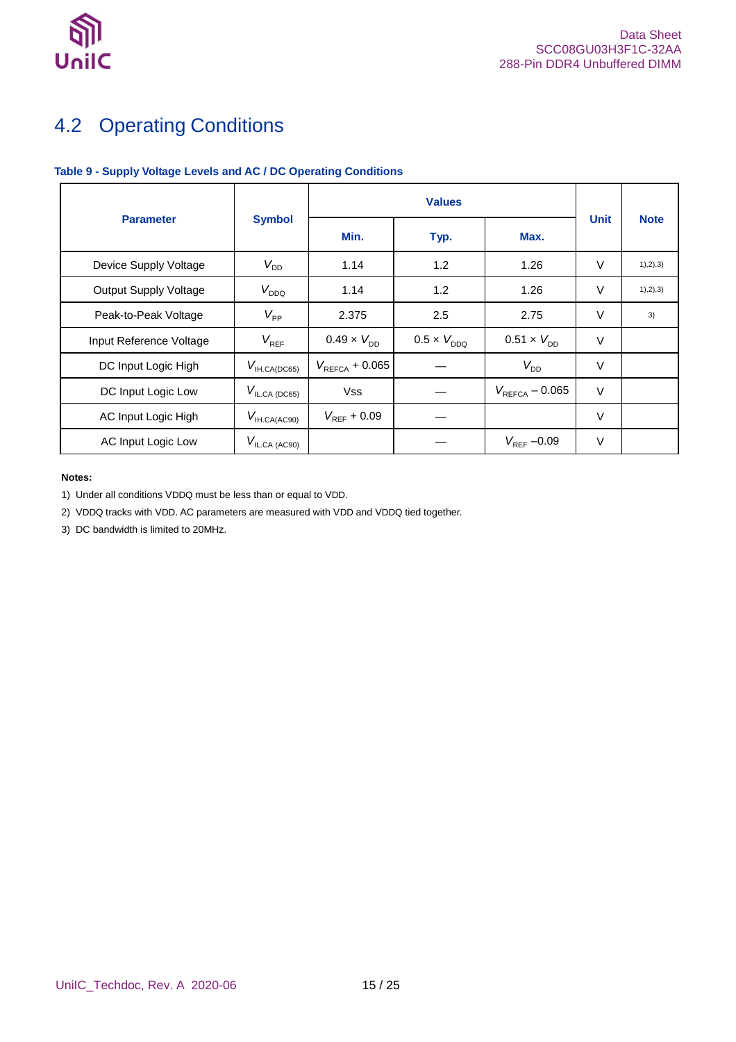## 4.2 Operating Conditions

**Table 9 - Supply Voltage Levels and AC / DC Operating Conditions**

| Parameter | Symbol | Values | | | Unit | Note |
|---|---|---|---|---|---|---|
| | | Min. | Typ. | Max. | | |
| Device Supply Voltage | $V_{DD}$ | 1.14 | 1.2 | 1.26 | V | 1),2),3) |
| Output Supply Voltage | $V_{DDQ}$ | 1.14 | 1.2 | 1.26 | V | 1),2),3) |
| Peak-to-Peak Voltage | $V_{PP}$ | 2.375 | 2.5 | 2.75 | V | 3) |
| Input Reference Voltage | $V_{REF}$ | $0.49 \times V_{DD}$ | $0.5 \times V_{DDQ}$ | $0.51 \times V_{DD}$ | V | |
| DC Input Logic High | $V_{IH.CA(DC65)}$ | $V_{REFCA} + 0.065$ | — | $V_{DD}$ | V | |
| DC Input Logic Low | $V_{IL.CA\ (DC65)}$ | Vss | — | $V_{REFCA} - 0.065$ | V | |
| AC Input Logic High | $V_{IH.CA(AC90)}$ | $V_{REF} + 0.09$ | — | | V | |
| AC Input Logic Low | $V_{IL.CA\ (AC90)}$ | | — | $V_{REF} -0.09$ | V | |

**Notes:**

1) Under all conditions VDDQ must be less than or equal to VDD.
2) VDDQ tracks with VDD. AC parameters are measured with VDD and VDDQ tied together.
3) DC bandwidth is limited to 20MHz.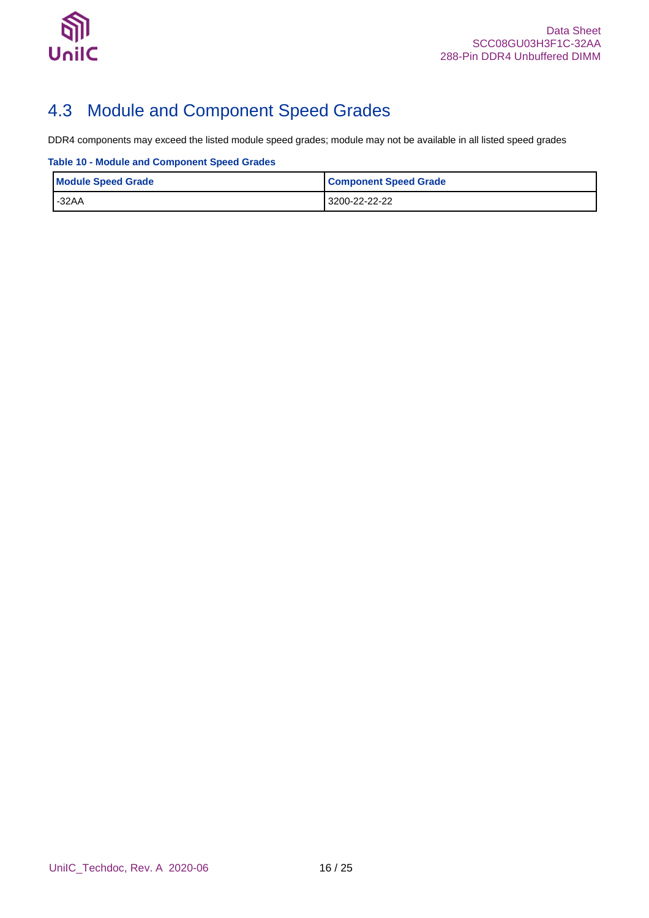## 4.3 Module and Component Speed Grades

DDR4 components may exceed the listed module speed grades; module may not be available in all listed speed grades

**Table 10 - Module and Component Speed Grades**

| Module Speed Grade | Component Speed Grade |
|---|---|
| -32AA | 3200-22-22-22 |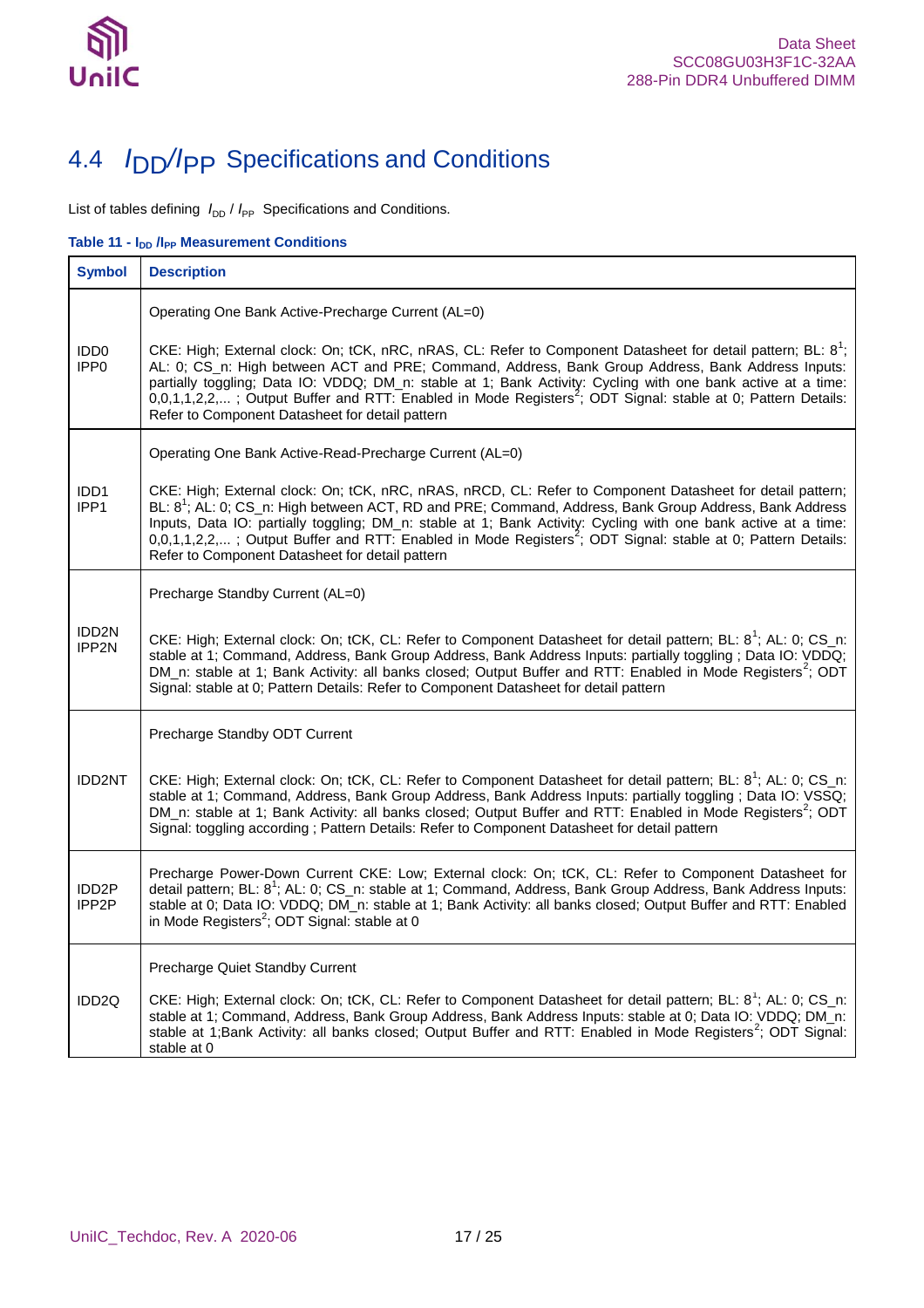## 4.4 $I_{DD}$/$I_{PP}$ Specifications and Conditions

List of tables defining $I_{DD}$ / $I_{PP}$ Specifications and Conditions.

**Table 11 - $I_{DD}$ /$I_{PP}$ Measurement Conditions**

| Symbol | Description |
|---|---|
| IDD0<br>IPP0 | Operating One Bank Active-Precharge Current (AL=0)<br><br>CKE: High; External clock: On; tCK, nRC, nRAS, CL: Refer to Component Datasheet for detail pattern; BL: 8[1]; AL: 0; CS_n: High between ACT and PRE; Command, Address, Bank Group Address, Bank Address Inputs: partially toggling; Data IO: VDDQ; DM_n: stable at 1; Bank Activity: Cycling with one bank active at a time: 0,0,1,1,2,2,... ; Output Buffer and RTT: Enabled in Mode Registers[2]; ODT Signal: stable at 0; Pattern Details: Refer to Component Datasheet for detail pattern |
| IDD1<br>IPP1 | Operating One Bank Active-Read-Precharge Current (AL=0)<br><br>CKE: High; External clock: On; tCK, nRC, nRAS, nRCD, CL: Refer to Component Datasheet for detail pattern; BL: 8[1]; AL: 0; CS_n: High between ACT, RD and PRE; Command, Address, Bank Group Address, Bank Address Inputs, Data IO: partially toggling; DM_n: stable at 1; Bank Activity: Cycling with one bank active at a time: 0,0,1,1,2,2,... ; Output Buffer and RTT: Enabled in Mode Registers[2]; ODT Signal: stable at 0; Pattern Details: Refer to Component Datasheet for detail pattern |
| IDD2N<br>IPP2N | Precharge Standby Current (AL=0)<br><br>CKE: High; External clock: On; tCK, CL: Refer to Component Datasheet for detail pattern; BL: 8[1]; AL: 0; CS_n: stable at 1; Command, Address, Bank Group Address, Bank Address Inputs: partially toggling ; Data IO: VDDQ; DM_n: stable at 1; Bank Activity: all banks closed; Output Buffer and RTT: Enabled in Mode Registers[2]; ODT Signal: stable at 0; Pattern Details: Refer to Component Datasheet for detail pattern |
| IDD2NT | Precharge Standby ODT Current<br><br>CKE: High; External clock: On; tCK, CL: Refer to Component Datasheet for detail pattern; BL: 8[1]; AL: 0; CS_n: stable at 1; Command, Address, Bank Group Address, Bank Address Inputs: partially toggling ; Data IO: VSSQ; DM_n: stable at 1; Bank Activity: all banks closed; Output Buffer and RTT: Enabled in Mode Registers[2]; ODT Signal: toggling according ; Pattern Details: Refer to Component Datasheet for detail pattern |
| IDD2P<br>IPP2P | Precharge Power-Down Current CKE: Low; External clock: On; tCK, CL: Refer to Component Datasheet for detail pattern; BL: 8[1]; AL: 0; CS_n: stable at 1; Command, Address, Bank Group Address, Bank Address Inputs: stable at 0; Data IO: VDDQ; DM_n: stable at 1; Bank Activity: all banks closed; Output Buffer and RTT: Enabled in Mode Registers[2]; ODT Signal: stable at 0 |
| IDD2Q | Precharge Quiet Standby Current<br><br>CKE: High; External clock: On; tCK, CL: Refer to Component Datasheet for detail pattern; BL: 8[1]; AL: 0; CS_n: stable at 1; Command, Address, Bank Group Address, Bank Address Inputs: stable at 0; Data IO: VDDQ; DM_n: stable at 1;Bank Activity: all banks closed; Output Buffer and RTT: Enabled in Mode Registers[2]; ODT Signal: stable at 0 |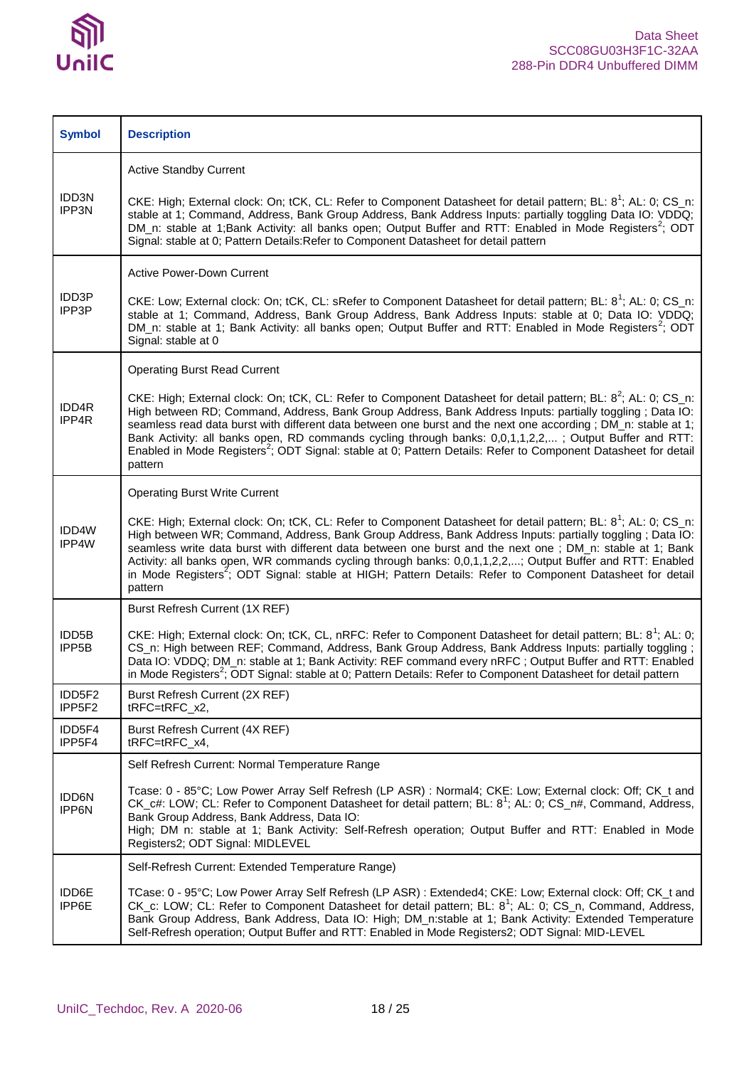| Symbol | Description |
|---|---|
| IDD3N<br>IPP3N | Active Standby Current<br><br>CKE: High; External clock: On; tCK, CL: Refer to Component Datasheet for detail pattern; BL: 8[1]; AL: 0; CS_n: stable at 1; Command, Address, Bank Group Address, Bank Address Inputs: partially toggling Data IO: VDDQ; DM_n: stable at 1;Bank Activity: all banks open; Output Buffer and RTT: Enabled in Mode Registers[2]; ODT Signal: stable at 0; Pattern Details:Refer to Component Datasheet for detail pattern |
| IDD3P<br>IPP3P | Active Power-Down Current<br><br>CKE: Low; External clock: On; tCK, CL: sRefer to Component Datasheet for detail pattern; BL: 8[1]; AL: 0; CS_n: stable at 1; Command, Address, Bank Group Address, Bank Address Inputs: stable at 0; Data IO: VDDQ; DM_n: stable at 1; Bank Activity: all banks open; Output Buffer and RTT: Enabled in Mode Registers[2]; ODT Signal: stable at 0 |
| IDD4R<br>IPP4R | Operating Burst Read Current<br><br>CKE: High; External clock: On; tCK, CL: Refer to Component Datasheet for detail pattern; BL: 8[2]; AL: 0; CS_n: High between RD; Command, Address, Bank Group Address, Bank Address Inputs: partially toggling ; Data IO: seamless read data burst with different data between one burst and the next one according ; DM_n: stable at 1; Bank Activity: all banks open, RD commands cycling through banks: 0,0,1,1,2,2,... ; Output Buffer and RTT: Enabled in Mode Registers[2]; ODT Signal: stable at 0; Pattern Details: Refer to Component Datasheet for detail pattern |
| IDD4W<br>IPP4W | Operating Burst Write Current<br><br>CKE: High; External clock: On; tCK, CL: Refer to Component Datasheet for detail pattern; BL: 8[1]; AL: 0; CS_n: High between WR; Command, Address, Bank Group Address, Bank Address Inputs: partially toggling ; Data IO: seamless write data burst with different data between one burst and the next one ; DM_n: stable at 1; Bank Activity: all banks open, WR commands cycling through banks: 0,0,1,1,2,2,...; Output Buffer and RTT: Enabled in Mode Registers[2]; ODT Signal: stable at HIGH; Pattern Details: Refer to Component Datasheet for detail pattern |
| IDD5B<br>IPP5B | Burst Refresh Current (1X REF)<br><br>CKE: High; External clock: On; tCK, CL, nRFC: Refer to Component Datasheet for detail pattern; BL: 8[1]; AL: 0; CS_n: High between REF; Command, Address, Bank Group Address, Bank Address Inputs: partially toggling ; Data IO: VDDQ; DM_n: stable at 1; Bank Activity: REF command every nRFC ; Output Buffer and RTT: Enabled in Mode Registers[2]; ODT Signal: stable at 0; Pattern Details: Refer to Component Datasheet for detail pattern |
| IDD5F2<br>IPP5F2 | Burst Refresh Current (2X REF)<br>tRFC=tRFC_x2, |
| IDD5F4<br>IPP5F4 | Burst Refresh Current (4X REF)<br>tRFC=tRFC_x4, |
| IDD6N<br>IPP6N | Self Refresh Current: Normal Temperature Range<br><br>Tcase: 0 - 85°C; Low Power Array Self Refresh (LP ASR) : Normal4; CKE: Low; External clock: Off; CK_t and CK_c#: LOW; CL: Refer to Component Datasheet for detail pattern; BL: 8[1]; AL: 0; CS_n#, Command, Address, Bank Group Address, Bank Address, Data IO:<br>High; DM n: stable at 1; Bank Activity: Self-Refresh operation; Output Buffer and RTT: Enabled in Mode Registers2; ODT Signal: MIDLEVEL |
| IDD6E<br>IPP6E | Self-Refresh Current: Extended Temperature Range)<br><br>TCase: 0 - 95°C; Low Power Array Self Refresh (LP ASR) : Extended4; CKE: Low; External clock: Off; CK_t and CK_c: LOW; CL: Refer to Component Datasheet for detail pattern; BL: 8[1]; AL: 0; CS_n, Command, Address, Bank Group Address, Bank Address, Data IO: High; DM_n:stable at 1; Bank Activity: Extended Temperature Self-Refresh operation; Output Buffer and RTT: Enabled in Mode Registers2; ODT Signal: MID-LEVEL |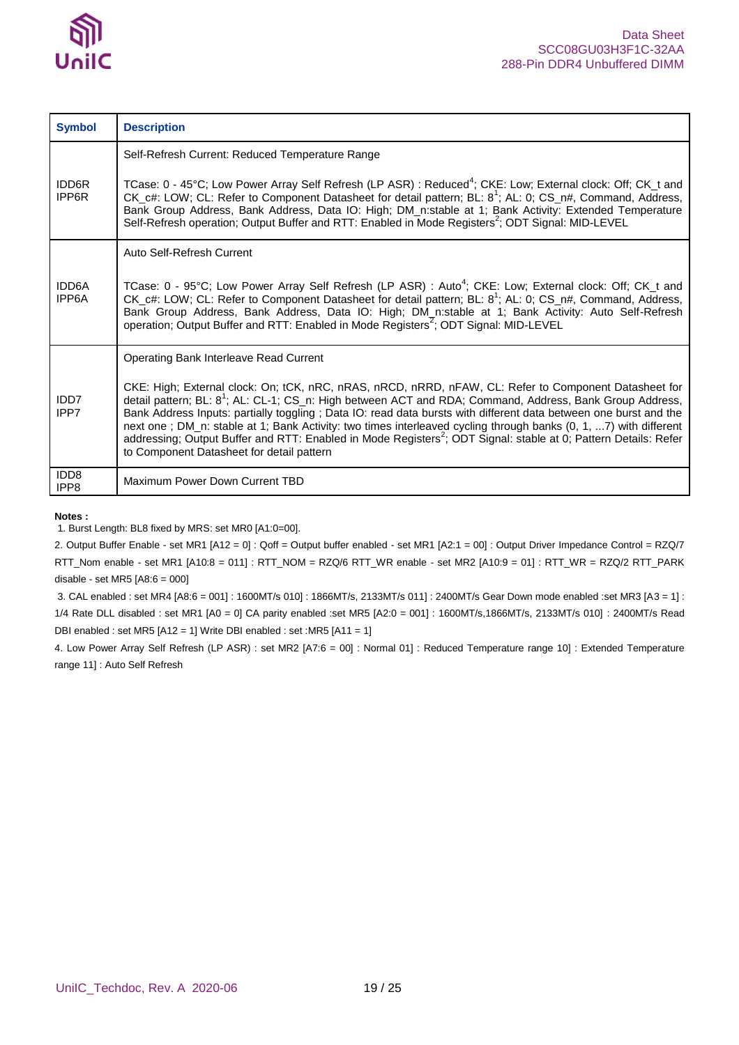| Symbol | Description |
|---|---|
| IDD6R<br>IPP6R | Self-Refresh Current: Reduced Temperature Range<br><br>TCase: 0 - 45°C; Low Power Array Self Refresh (LP ASR) : Reduced[4]; CKE: Low; External clock: Off; CK_t and CK_c#: LOW; CL: Refer to Component Datasheet for detail pattern; BL: 8[1]; AL: 0; CS_n#, Command, Address, Bank Group Address, Bank Address, Data IO: High; DM_n:stable at 1; Bank Activity: Extended Temperature Self-Refresh operation; Output Buffer and RTT: Enabled in Mode Registers[2]; ODT Signal: MID-LEVEL |
| IDD6A<br>IPP6A | Auto Self-Refresh Current<br><br>TCase: 0 - 95°C; Low Power Array Self Refresh (LP ASR) : Auto[4]; CKE: Low; External clock: Off; CK_t and CK_c#: LOW; CL: Refer to Component Datasheet for detail pattern; BL: 8[1]; AL: 0; CS_n#, Command, Address, Bank Group Address, Bank Address, Data IO: High; DM_n:stable at 1; Bank Activity: Auto Self-Refresh operation; Output Buffer and RTT: Enabled in Mode Registers[2]; ODT Signal: MID-LEVEL |
| IDD7<br>IPP7 | Operating Bank Interleave Read Current<br><br>CKE: High; External clock: On; tCK, nRC, nRAS, nRCD, nRRD, nFAW, CL: Refer to Component Datasheet for detail pattern; BL: 8[1]; AL: CL-1; CS_n: High between ACT and RDA; Command, Address, Bank Group Address, Bank Address Inputs: partially toggling ; Data IO: read data bursts with different data between one burst and the next one ; DM_n: stable at 1; Bank Activity: two times interleaved cycling through banks (0, 1, ...7) with different addressing; Output Buffer and RTT: Enabled in Mode Registers[2]; ODT Signal: stable at 0; Pattern Details: Refer to Component Datasheet for detail pattern |
| IDD8<br>IPP8 | Maximum Power Down Current TBD |

**Notes :**

1. Burst Length: BL8 fixed by MRS: set MR0 [A1:0=00].

2. Output Buffer Enable - set MR1 [A12 = 0] : Qoff = Output buffer enabled - set MR1 [A2:1 = 00] : Output Driver Impedance Control = RZQ/7 RTT_Nom enable - set MR1 [A10:8 = 011] : RTT_NOM = RZQ/6 RTT_WR enable - set MR2 [A10:9 = 01] : RTT_WR = RZQ/2 RTT_PARK disable - set MR5 [A8:6 = 000]

3. CAL enabled : set MR4 [A8:6 = 001] : 1600MT/s 010] : 1866MT/s, 2133MT/s 011] : 2400MT/s Gear Down mode enabled :set MR3 [A3 = 1] : 1/4 Rate DLL disabled : set MR1 [A0 = 0] CA parity enabled :set MR5 [A2:0 = 001] : 1600MT/s,1866MT/s, 2133MT/s 010] : 2400MT/s Read DBI enabled : set MR5 [A12 = 1] Write DBI enabled : set :MR5 [A11 = 1]

4. Low Power Array Self Refresh (LP ASR) : set MR2 [A7:6 = 00] : Normal 01] : Reduced Temperature range 10] : Extended Temperature range 11] : Auto Self Refresh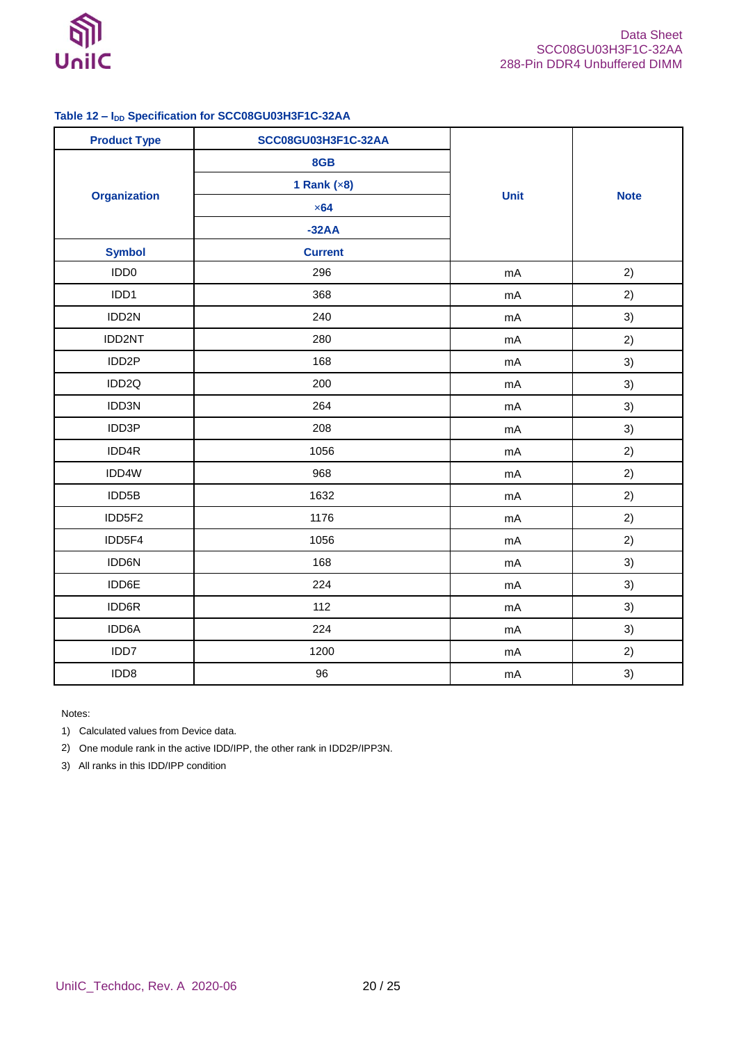### Table 12 – $I_{DD}$ Specification for SCC08GU03H3F1C-32AA

| Product Type | SCC08GU03H3F1C-32AA | Unit | Note |
|---|---|---|---|
| Organization | 8GB | | |
| | 1 Rank (×8) | | |
| | ×64 | | |
| | -32AA | | |
| Symbol | Current | | |
| IDD0 | 296 | mA | 2) |
| IDD1 | 368 | mA | 2) |
| IDD2N | 240 | mA | 3) |
| IDD2NT | 280 | mA | 2) |
| IDD2P | 168 | mA | 3) |
| IDD2Q | 200 | mA | 3) |
| IDD3N | 264 | mA | 3) |
| IDD3P | 208 | mA | 3) |
| IDD4R | 1056 | mA | 2) |
| IDD4W | 968 | mA | 2) |
| IDD5B | 1632 | mA | 2) |
| IDD5F2 | 1176 | mA | 2) |
| IDD5F4 | 1056 | mA | 2) |
| IDD6N | 168 | mA | 3) |
| IDD6E | 224 | mA | 3) |
| IDD6R | 112 | mA | 3) |
| IDD6A | 224 | mA | 3) |
| IDD7 | 1200 | mA | 2) |
| IDD8 | 96 | mA | 3) |

Notes:

1) Calculated values from Device data.
2) One module rank in the active IDD/IPP, the other rank in IDD2P/IPP3N.
3) All ranks in this IDD/IPP condition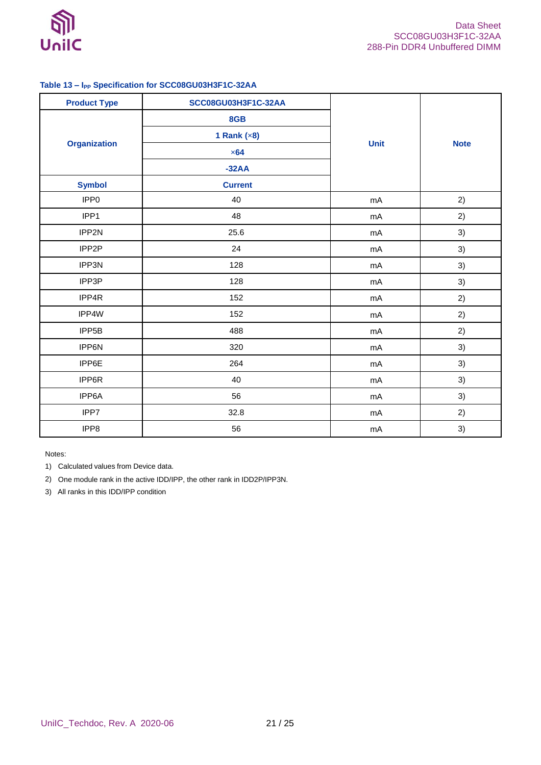**Table 13 – $I_{PP}$ Specification for SCC08GU03H3F1C-32AA**

| Product Type | SCC08GU03H3F1C-32AA | Unit | Note |
|---|---|---|---|
| Organization | 8GB | | |
| | 1 Rank (×8) | | |
| | ×64 | | |
| | -32AA | | |
| Symbol | Current | | |
| IPP0 | 40 | mA | 2) |
| IPP1 | 48 | mA | 2) |
| IPP2N | 25.6 | mA | 3) |
| IPP2P | 24 | mA | 3) |
| IPP3N | 128 | mA | 3) |
| IPP3P | 128 | mA | 3) |
| IPP4R | 152 | mA | 2) |
| IPP4W | 152 | mA | 2) |
| IPP5B | 488 | mA | 2) |
| IPP6N | 320 | mA | 3) |
| IPP6E | 264 | mA | 3) |
| IPP6R | 40 | mA | 3) |
| IPP6A | 56 | mA | 3) |
| IPP7 | 32.8 | mA | 2) |
| IPP8 | 56 | mA | 3) |

Notes:

1) Calculated values from Device data.
2) One module rank in the active IDD/IPP, the other rank in IDD2P/IPP3N.
3) All ranks in this IDD/IPP condition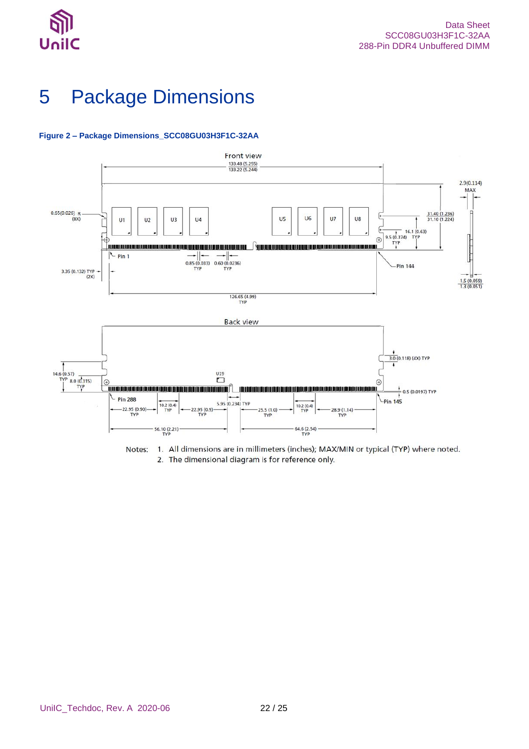# 5 Package Dimensions

**Figure 2 – Package Dimensions_SCC08GU03H3F1C-32AA**

Notes: 1. All dimensions are in millimeters (inches); MAX/MIN or typical (TYP) where noted.
2. The dimensional diagram is for reference only.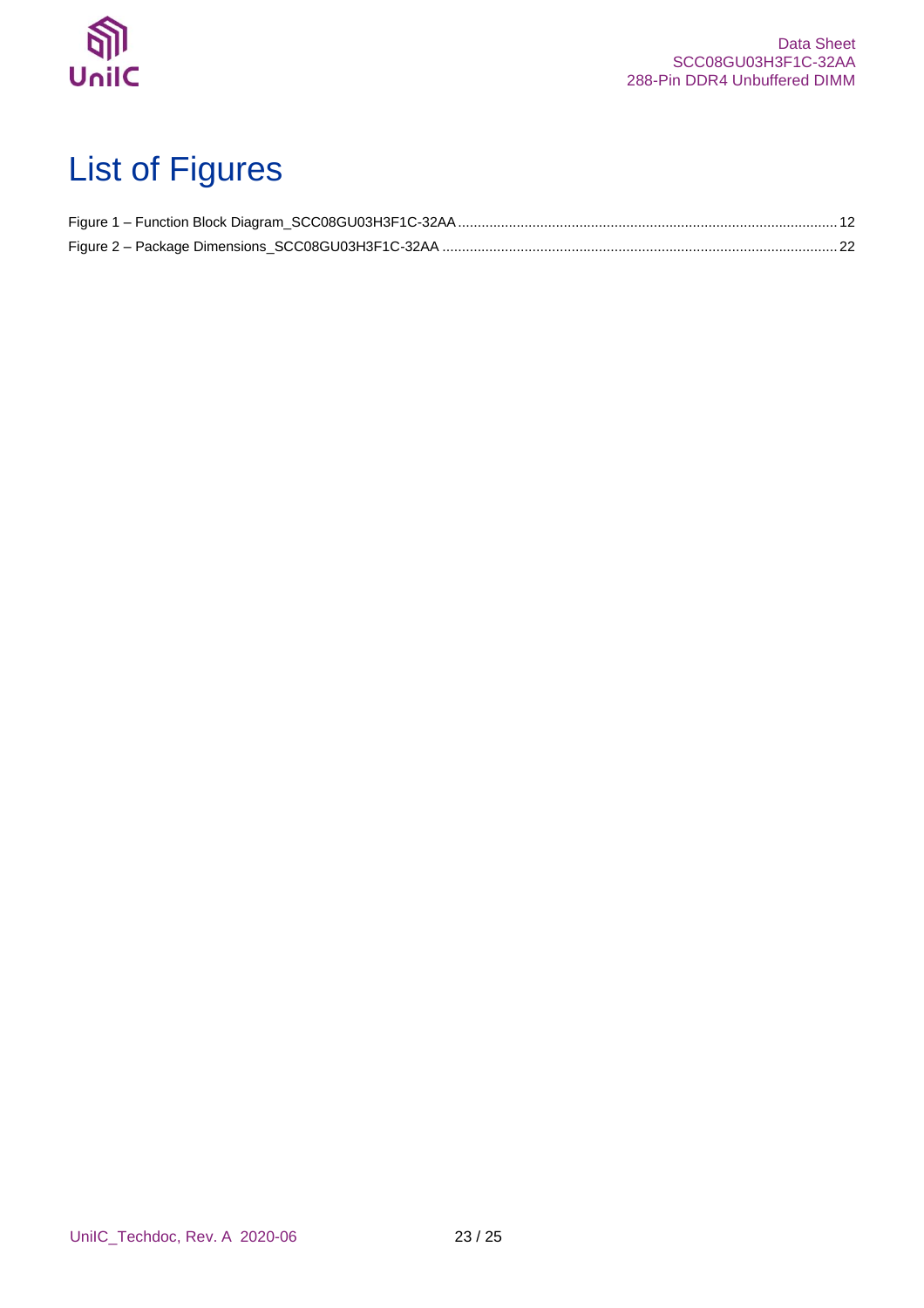# List of Figures

Figure 1 – Function Block Diagram_SCC08GU03H3F1C-32AA ........................................ 12

Figure 2 – Package Dimensions_SCC08GU03H3F1C-32AA ........................................ 22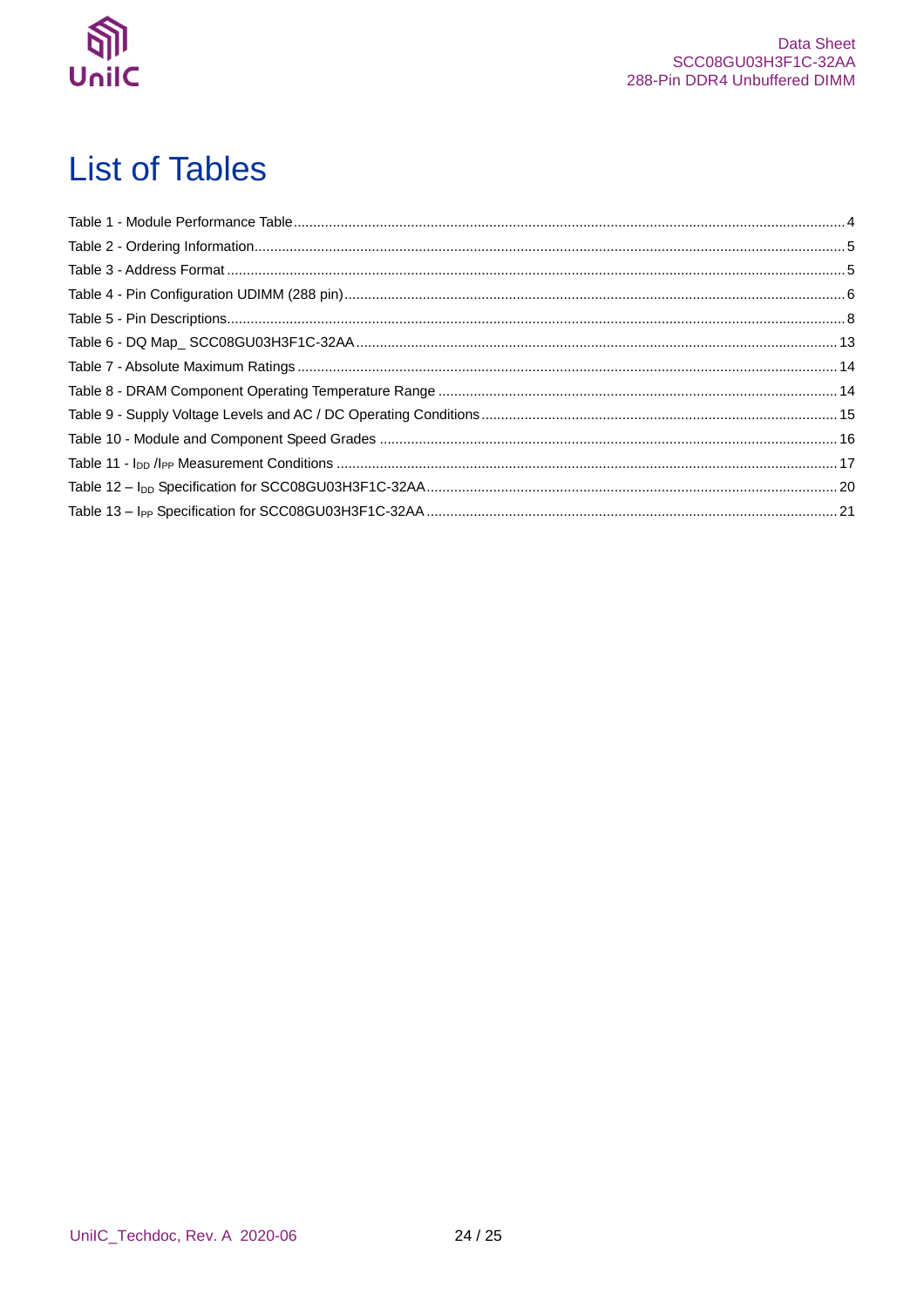# List of Tables

Table 1 - Module Performance Table ........................................................................................................ 4

Table 2 - Ordering Information ................................................................................................................ 5

Table 3 - Address Format ........................................................................................................................ 5

Table 4 - Pin Configuration UDIMM (288 pin) ....................................................................................... 6

Table 5 - Pin Descriptions ........................................................................................................................ 8

Table 6 - DQ Map_ SCC08GU03H3F1C-32AA ..................................................................................... 13

Table 7 - Absolute Maximum Ratings .................................................................................................... 14

Table 8 - DRAM Component Operating Temperature Range ................................................................ 14

Table 9 - Supply Voltage Levels and AC / DC Operating Conditions .................................................... 15

Table 10 - Module and Component Speed Grades ............................................................................... 16

Table 11 - $I_{DD}$ /$I_{PP}$ Measurement Conditions ............................................................................................ 17

Table 12 – $I_{DD}$ Specification for SCC08GU03H3F1C-32AA ............................................................................ 20

Table 13 – $I_{PP}$ Specification for SCC08GU03H3F1C-32AA ............................................................................ 21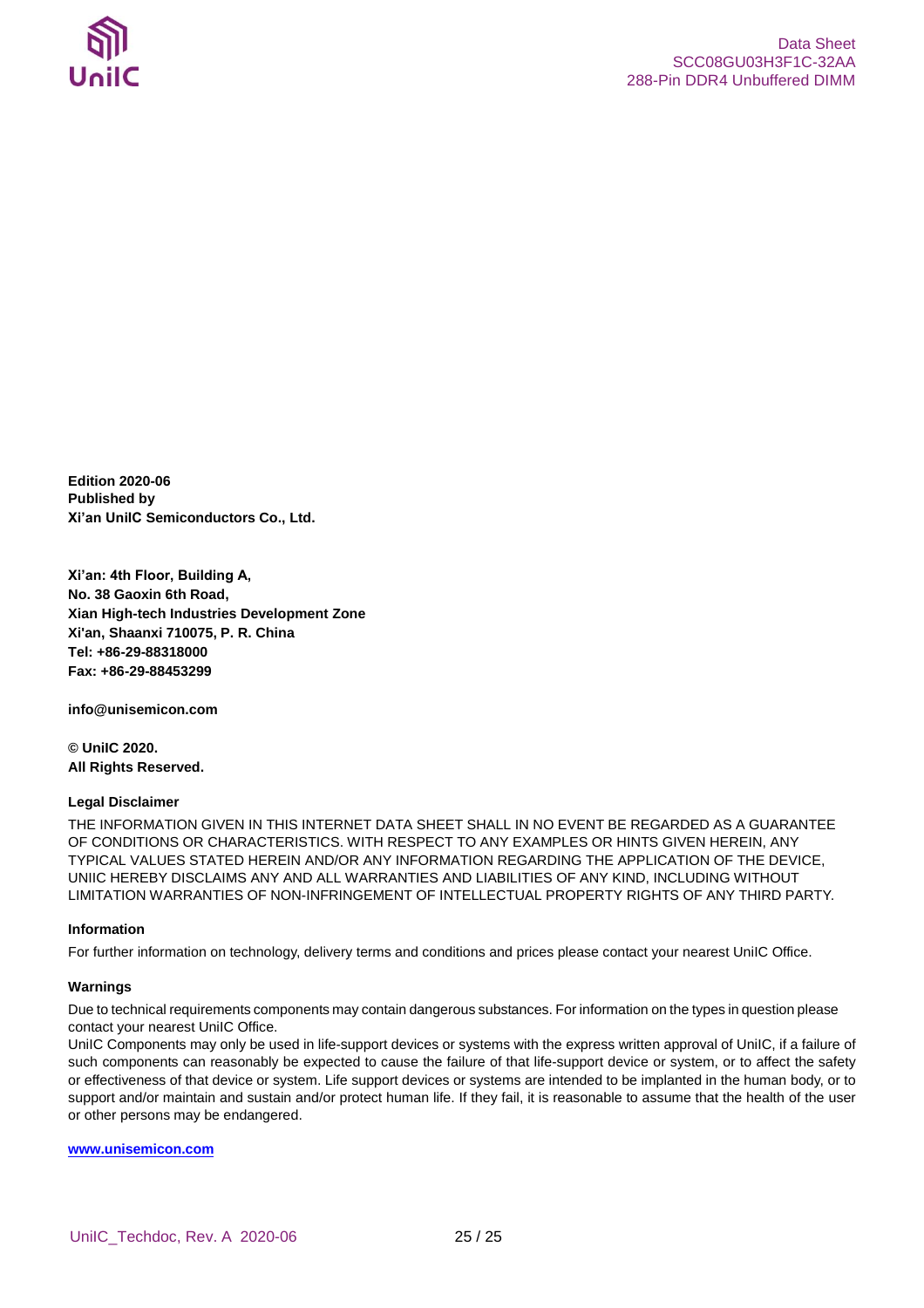**Edition 2020-06**
**Published by**
**Xi'an UniIC Semiconductors Co., Ltd.**

**Xi'an: 4th Floor, Building A,**
**No. 38 Gaoxin 6th Road,**
**Xian High-tech Industries Development Zone**
**Xi'an, Shaanxi 710075, P. R. China**
**Tel: +86-29-88318000**
**Fax: +86-29-88453299**

**info@unisemicon.com**

**© UniIC 2020.**
**All Rights Reserved.**

**Legal Disclaimer**

THE INFORMATION GIVEN IN THIS INTERNET DATA SHEET SHALL IN NO EVENT BE REGARDED AS A GUARANTEE OF CONDITIONS OR CHARACTERISTICS. WITH RESPECT TO ANY EXAMPLES OR HINTS GIVEN HEREIN, ANY TYPICAL VALUES STATED HEREIN AND/OR ANY INFORMATION REGARDING THE APPLICATION OF THE DEVICE, UNIIC HEREBY DISCLAIMS ANY AND ALL WARRANTIES AND LIABILITIES OF ANY KIND, INCLUDING WITHOUT LIMITATION WARRANTIES OF NON-INFRINGEMENT OF INTELLECTUAL PROPERTY RIGHTS OF ANY THIRD PARTY.

**Information**

For further information on technology, delivery terms and conditions and prices please contact your nearest UniIC Office.

**Warnings**

Due to technical requirements components may contain dangerous substances. For information on the types in question please contact your nearest UniIC Office.
UniIC Components may only be used in life-support devices or systems with the express written approval of UniIC, if a failure of such components can reasonably be expected to cause the failure of that life-support device or system, or to affect the safety or effectiveness of that device or system. Life support devices or systems are intended to be implanted in the human body, or to support and/or maintain and sustain and/or protect human life. If they fail, it is reasonable to assume that the health of the user or other persons may be endangered.

**www.unisemicon.com**